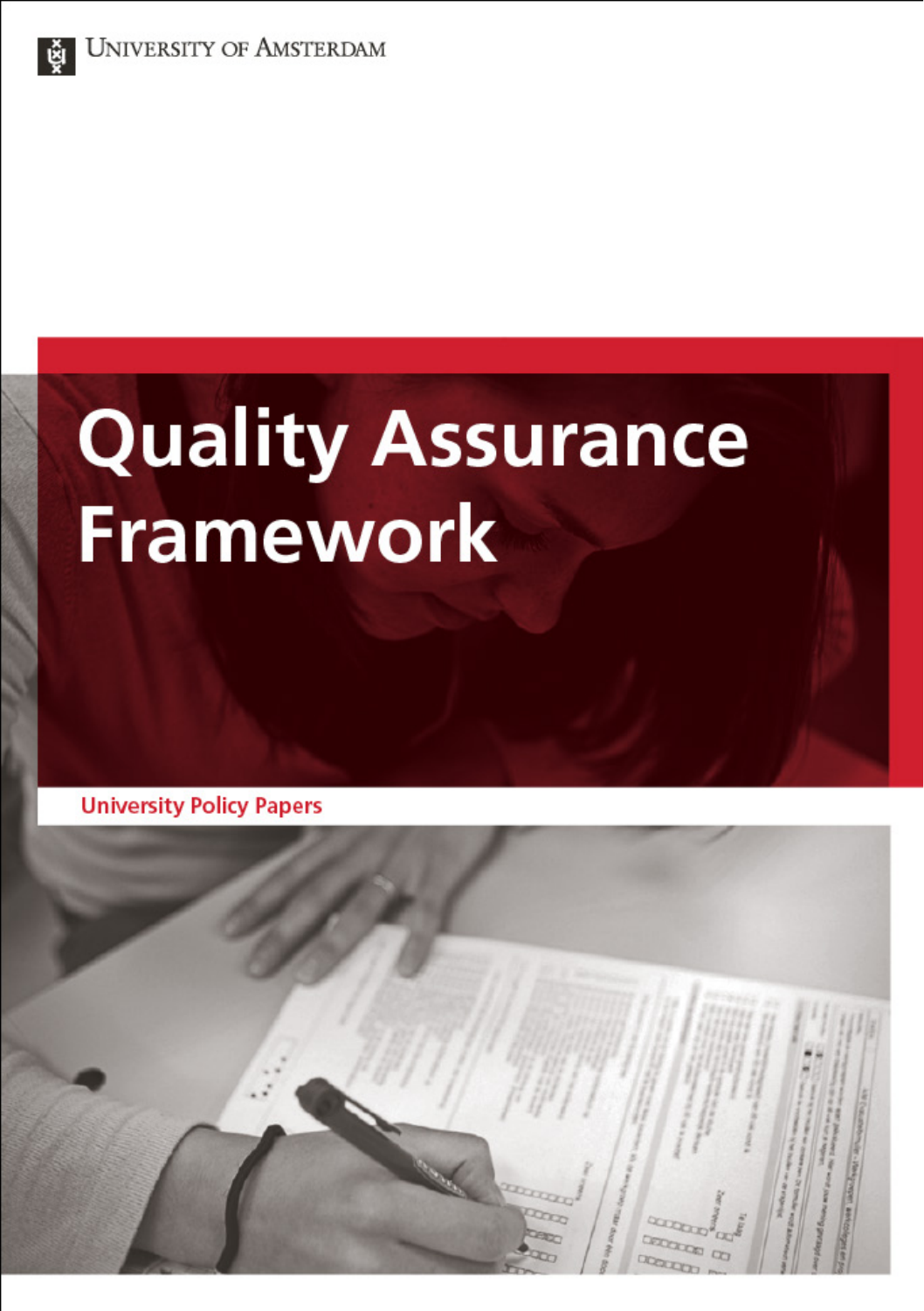UNIVERSITY OF AMSTERDAM

# Quality Assurance Framework

**University Policy Papers**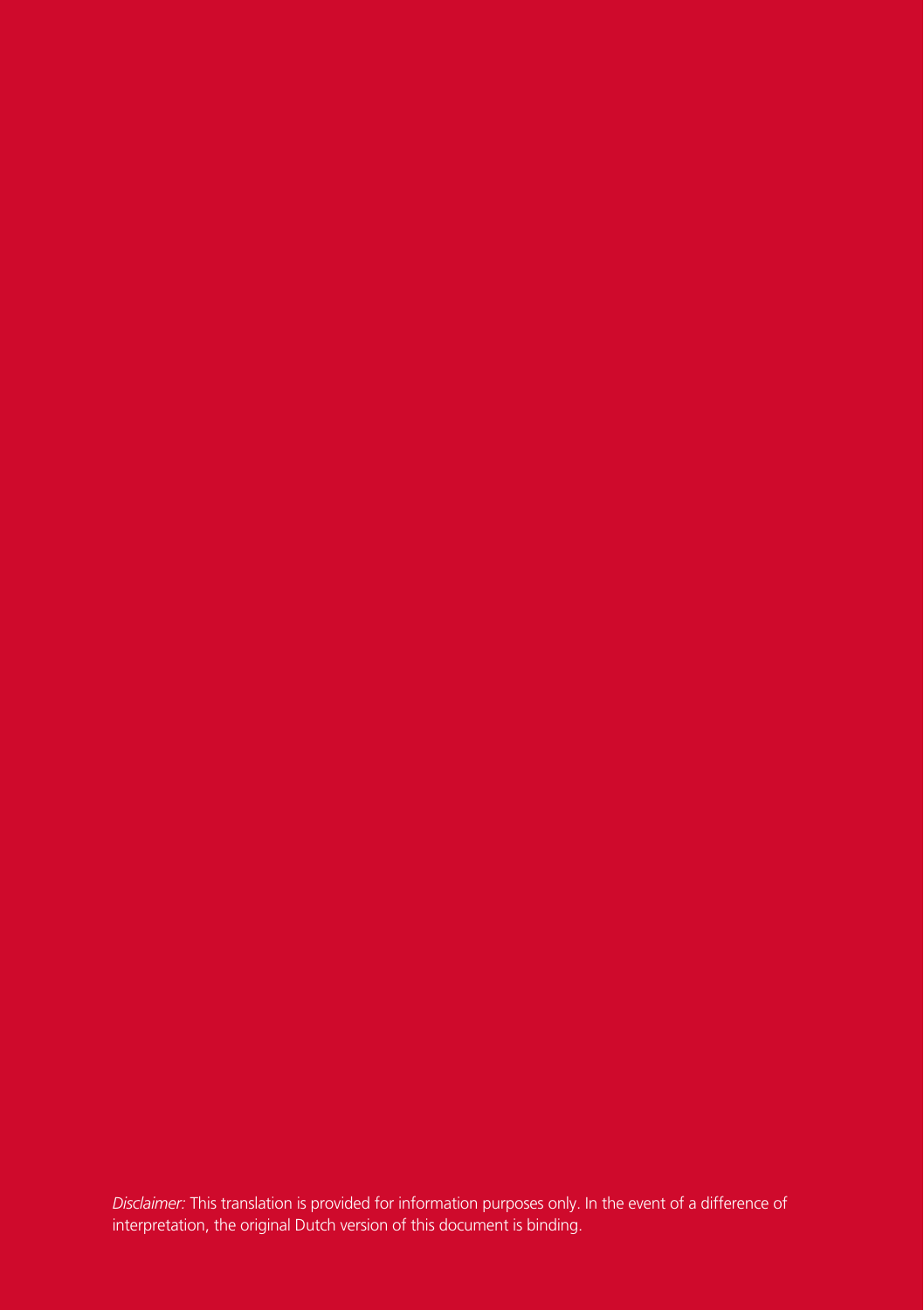*Disclaimer:* This translation is provided for information purposes only. In the event of a difference of interpretation, the original Dutch version of this document is binding.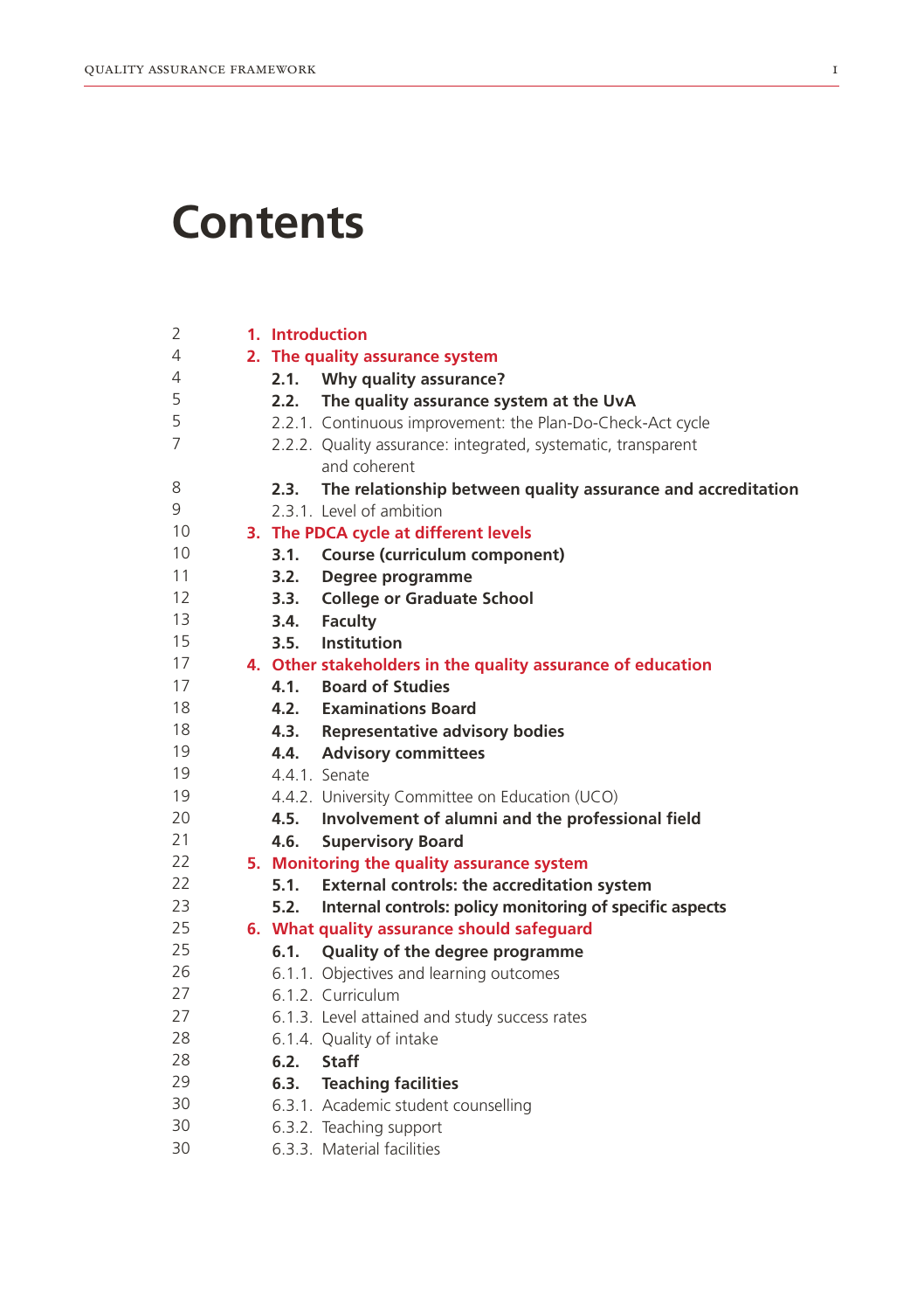# Contents

| | |
|---|---|
| 2 | **1. Introduction** |
| 4 | **2. The quality assurance system** |
| 4 | **2.1. Why quality assurance?** |
| 5 | **2.2. The quality assurance system at the UvA** |
| 5 | 2.2.1. Continuous improvement: the Plan-Do-Check-Act cycle |
| 7 | 2.2.2. Quality assurance: integrated, systematic, transparent and coherent |
| 8 | **2.3. The relationship between quality assurance and accreditation** |
| 9 | 2.3.1. Level of ambition |
| 10 | **3. The PDCA cycle at different levels** |
| 10 | **3.1. Course (curriculum component)** |
| 11 | **3.2. Degree programme** |
| 12 | **3.3. College or Graduate School** |
| 13 | **3.4. Faculty** |
| 15 | **3.5. Institution** |
| 17 | **4. Other stakeholders in the quality assurance of education** |
| 17 | **4.1. Board of Studies** |
| 18 | **4.2. Examinations Board** |
| 18 | **4.3. Representative advisory bodies** |
| 19 | **4.4. Advisory committees** |
| 19 | 4.4.1. Senate |
| 19 | 4.4.2. University Committee on Education (UCO) |
| 20 | **4.5. Involvement of alumni and the professional field** |
| 21 | **4.6. Supervisory Board** |
| 22 | **5. Monitoring the quality assurance system** |
| 22 | **5.1. External controls: the accreditation system** |
| 23 | **5.2. Internal controls: policy monitoring of specific aspects** |
| 25 | **6. What quality assurance should safeguard** |
| 25 | **6.1. Quality of the degree programme** |
| 26 | 6.1.1. Objectives and learning outcomes |
| 27 | 6.1.2. Curriculum |
| 27 | 6.1.3. Level attained and study success rates |
| 28 | 6.1.4. Quality of intake |
| 28 | **6.2. Staff** |
| 29 | **6.3. Teaching facilities** |
| 30 | 6.3.1. Academic student counselling |
| 30 | 6.3.2. Teaching support |
| 30 | 6.3.3. Material facilities |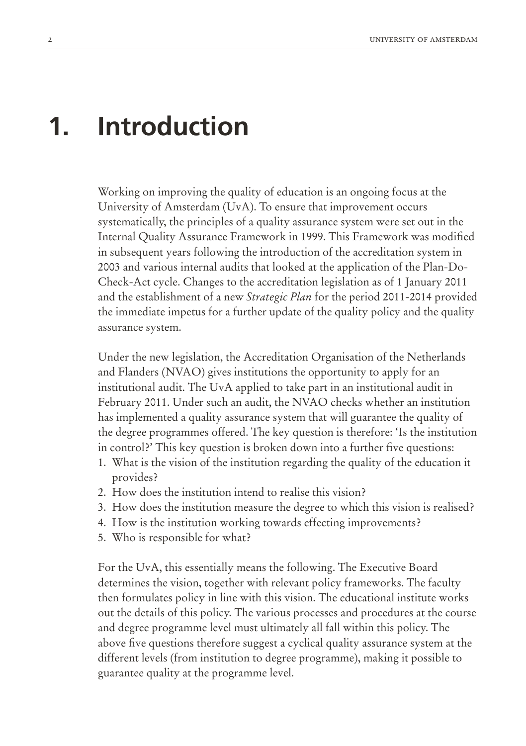# 1. Introduction

Working on improving the quality of education is an ongoing focus at the University of Amsterdam (UvA). To ensure that improvement occurs systematically, the principles of a quality assurance system were set out in the Internal Quality Assurance Framework in 1999. This Framework was modified in subsequent years following the introduction of the accreditation system in 2003 and various internal audits that looked at the application of the Plan-Do-Check-Act cycle. Changes to the accreditation legislation as of 1 January 2011 and the establishment of a new *Strategic Plan* for the period 2011-2014 provided the immediate impetus for a further update of the quality policy and the quality assurance system.

Under the new legislation, the Accreditation Organisation of the Netherlands and Flanders (NVAO) gives institutions the opportunity to apply for an institutional audit. The UvA applied to take part in an institutional audit in February 2011. Under such an audit, the NVAO checks whether an institution has implemented a quality assurance system that will guarantee the quality of the degree programmes offered. The key question is therefore: 'Is the institution in control?' This key question is broken down into a further five questions:

1. What is the vision of the institution regarding the quality of the education it provides?
2. How does the institution intend to realise this vision?
3. How does the institution measure the degree to which this vision is realised?
4. How is the institution working towards effecting improvements?
5. Who is responsible for what?

For the UvA, this essentially means the following. The Executive Board determines the vision, together with relevant policy frameworks. The faculty then formulates policy in line with this vision. The educational institute works out the details of this policy. The various processes and procedures at the course and degree programme level must ultimately all fall within this policy. The above five questions therefore suggest a cyclical quality assurance system at the different levels (from institution to degree programme), making it possible to guarantee quality at the programme level.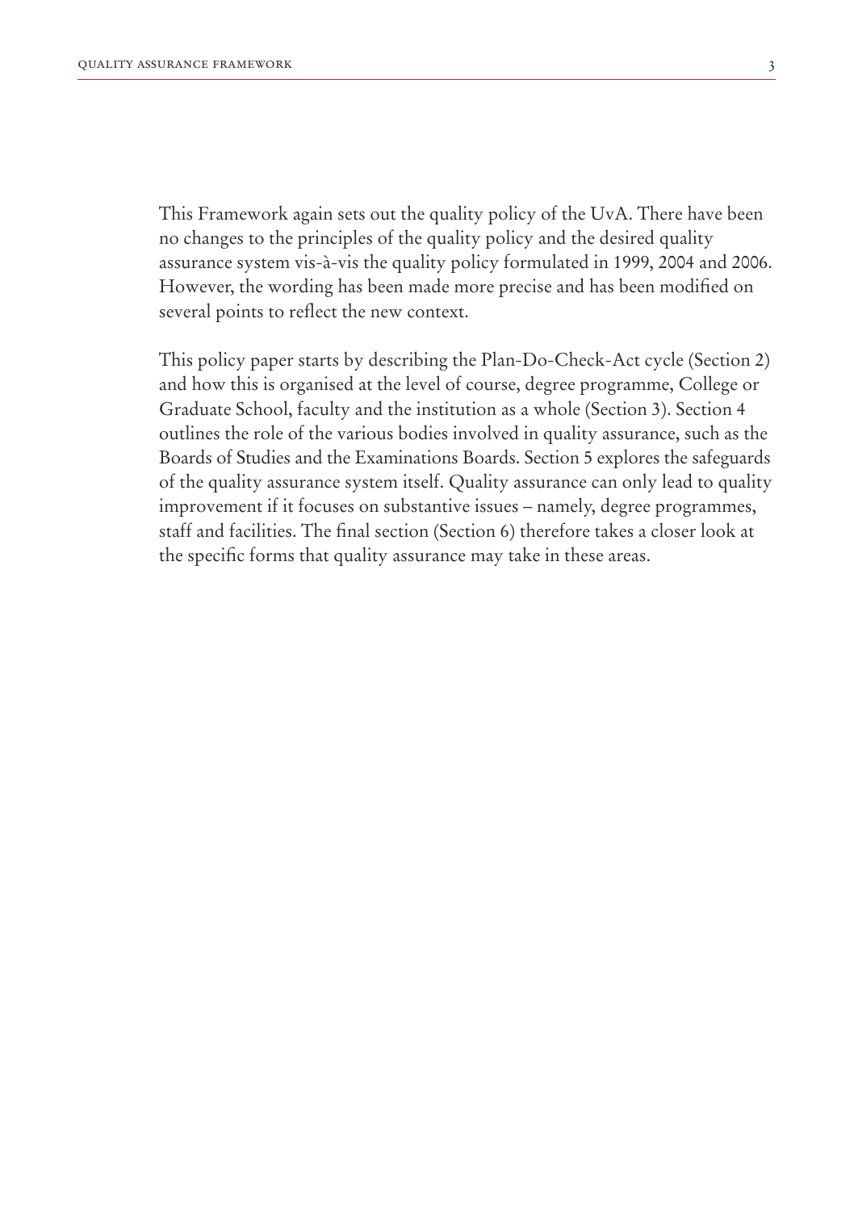This Framework again sets out the quality policy of the UvA. There have been no changes to the principles of the quality policy and the desired quality assurance system vis-à-vis the quality policy formulated in 1999, 2004 and 2006. However, the wording has been made more precise and has been modified on several points to reflect the new context.

This policy paper starts by describing the Plan-Do-Check-Act cycle (Section 2) and how this is organised at the level of course, degree programme, College or Graduate School, faculty and the institution as a whole (Section 3). Section 4 outlines the role of the various bodies involved in quality assurance, such as the Boards of Studies and the Examinations Boards. Section 5 explores the safeguards of the quality assurance system itself. Quality assurance can only lead to quality improvement if it focuses on substantive issues – namely, degree programmes, staff and facilities. The final section (Section 6) therefore takes a closer look at the specific forms that quality assurance may take in these areas.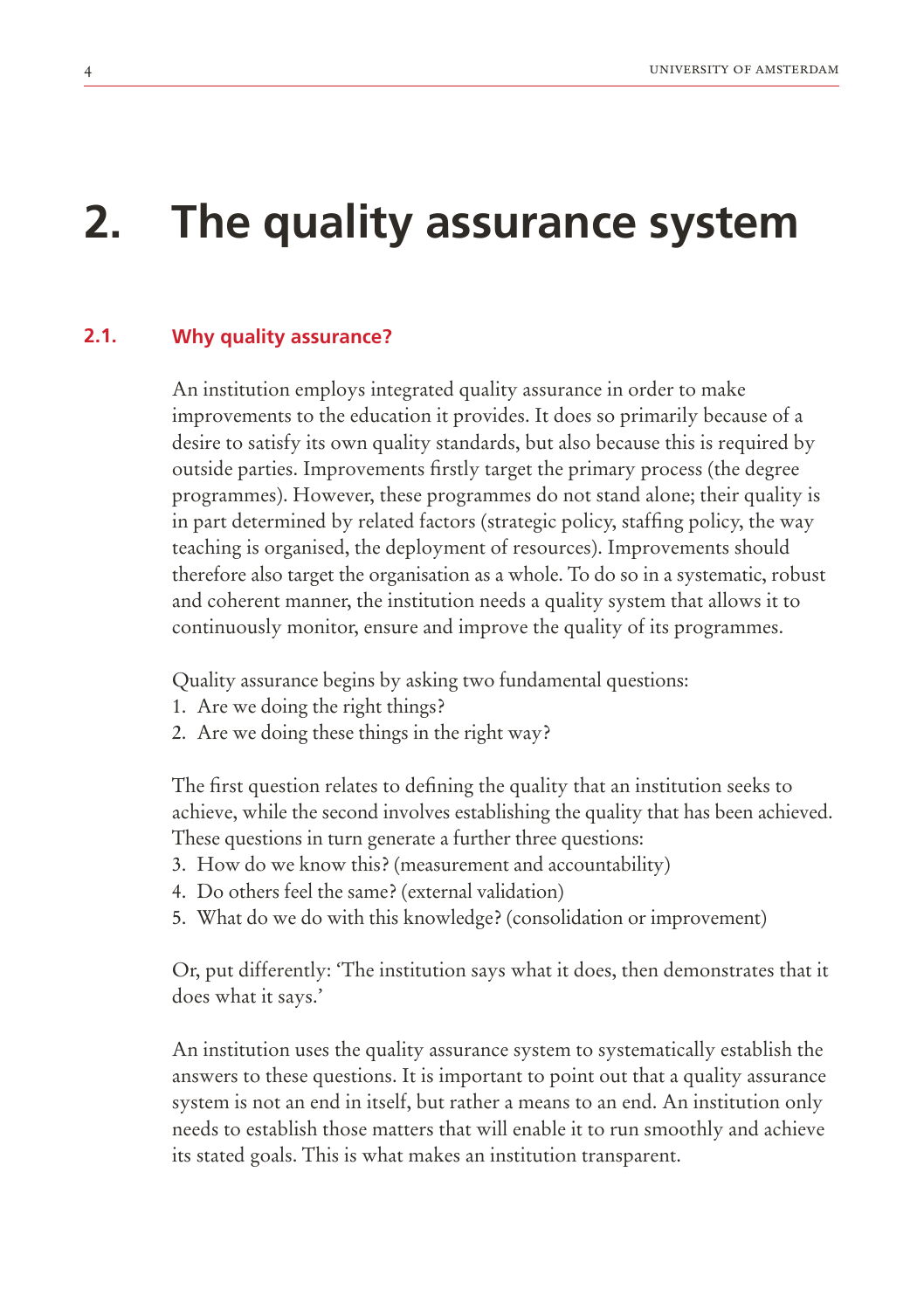# 2. The quality assurance system

## 2.1. Why quality assurance?

An institution employs integrated quality assurance in order to make improvements to the education it provides. It does so primarily because of a desire to satisfy its own quality standards, but also because this is required by outside parties. Improvements firstly target the primary process (the degree programmes). However, these programmes do not stand alone; their quality is in part determined by related factors (strategic policy, staffing policy, the way teaching is organised, the deployment of resources). Improvements should therefore also target the organisation as a whole. To do so in a systematic, robust and coherent manner, the institution needs a quality system that allows it to continuously monitor, ensure and improve the quality of its programmes.

Quality assurance begins by asking two fundamental questions:

1. Are we doing the right things?
2. Are we doing these things in the right way?

The first question relates to defining the quality that an institution seeks to achieve, while the second involves establishing the quality that has been achieved. These questions in turn generate a further three questions:

3. How do we know this? (measurement and accountability)
4. Do others feel the same? (external validation)
5. What do we do with this knowledge? (consolidation or improvement)

Or, put differently: 'The institution says what it does, then demonstrates that it does what it says.'

An institution uses the quality assurance system to systematically establish the answers to these questions. It is important to point out that a quality assurance system is not an end in itself, but rather a means to an end. An institution only needs to establish those matters that will enable it to run smoothly and achieve its stated goals. This is what makes an institution transparent.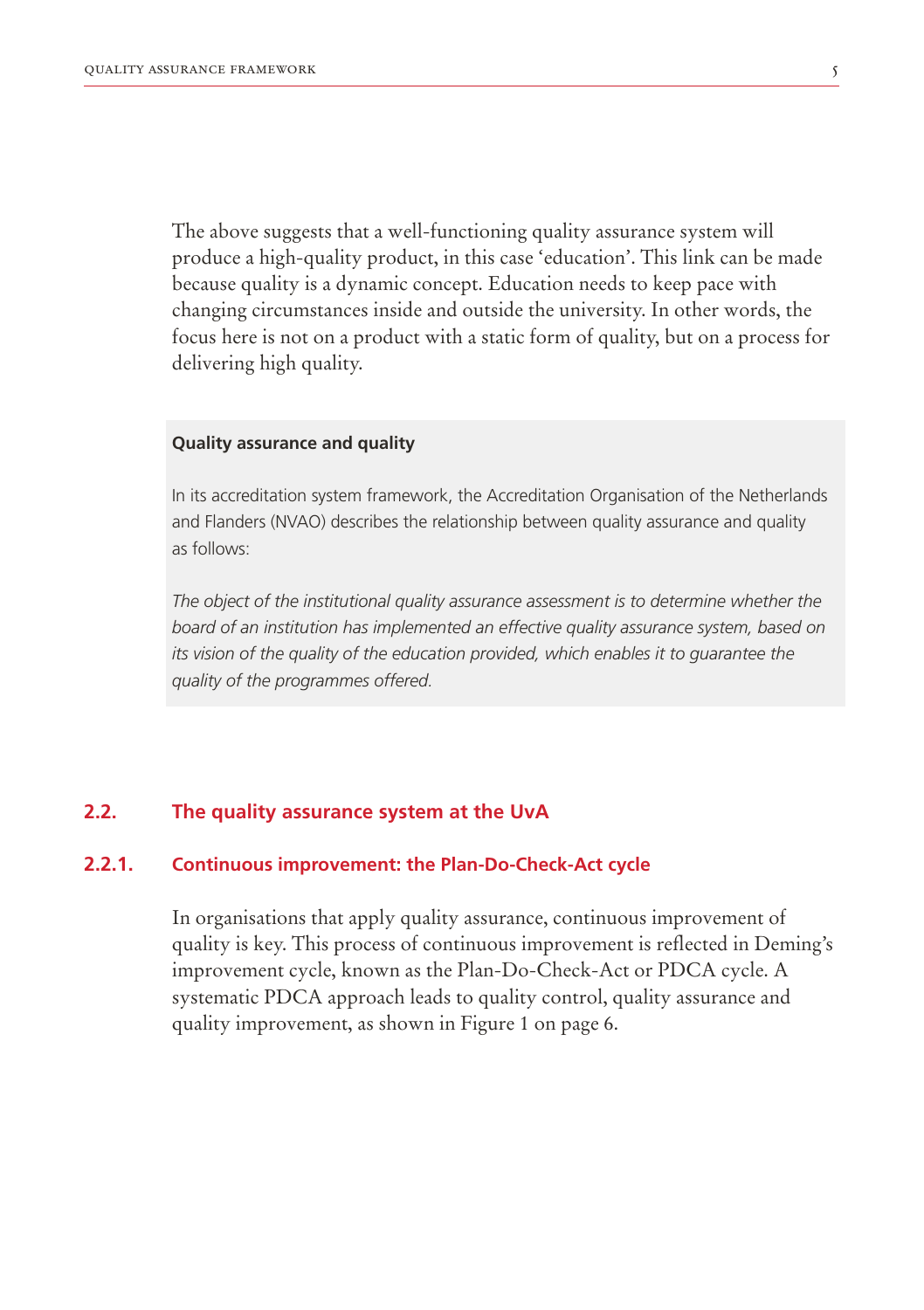The above suggests that a well-functioning quality assurance system will produce a high-quality product, in this case 'education'. This link can be made because quality is a dynamic concept. Education needs to keep pace with changing circumstances inside and outside the university. In other words, the focus here is not on a product with a static form of quality, but on a process for delivering high quality.

**Quality assurance and quality**

In its accreditation system framework, the Accreditation Organisation of the Netherlands and Flanders (NVAO) describes the relationship between quality assurance and quality as follows:

*The object of the institutional quality assurance assessment is to determine whether the board of an institution has implemented an effective quality assurance system, based on its vision of the quality of the education provided, which enables it to guarantee the quality of the programmes offered.*

## 2.2. The quality assurance system at the UvA

### 2.2.1. Continuous improvement: the Plan-Do-Check-Act cycle

In organisations that apply quality assurance, continuous improvement of quality is key. This process of continuous improvement is reflected in Deming's improvement cycle, known as the Plan-Do-Check-Act or PDCA cycle. A systematic PDCA approach leads to quality control, quality assurance and quality improvement, as shown in Figure 1 on page 6.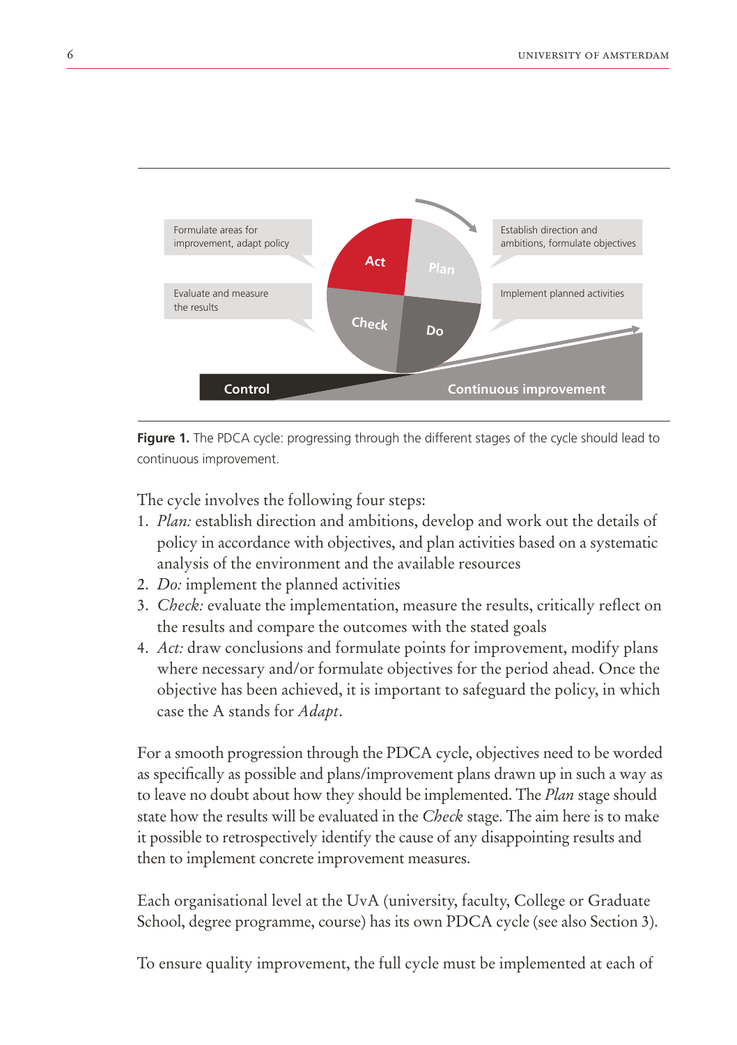**Figure 1.** The PDCA cycle: progressing through the different stages of the cycle should lead to continuous improvement.

The cycle involves the following four steps:

1. *Plan:* establish direction and ambitions, develop and work out the details of policy in accordance with objectives, and plan activities based on a systematic analysis of the environment and the available resources
2. *Do:* implement the planned activities
3. *Check:* evaluate the implementation, measure the results, critically reflect on the results and compare the outcomes with the stated goals
4. *Act:* draw conclusions and formulate points for improvement, modify plans where necessary and/or formulate objectives for the period ahead. Once the objective has been achieved, it is important to safeguard the policy, in which case the A stands for *Adapt*.

For a smooth progression through the PDCA cycle, objectives need to be worded as specifically as possible and plans/improvement plans drawn up in such a way as to leave no doubt about how they should be implemented. The *Plan* stage should state how the results will be evaluated in the *Check* stage. The aim here is to make it possible to retrospectively identify the cause of any disappointing results and then to implement concrete improvement measures.

Each organisational level at the UvA (university, faculty, College or Graduate School, degree programme, course) has its own PDCA cycle (see also Section 3).

To ensure quality improvement, the full cycle must be implemented at each of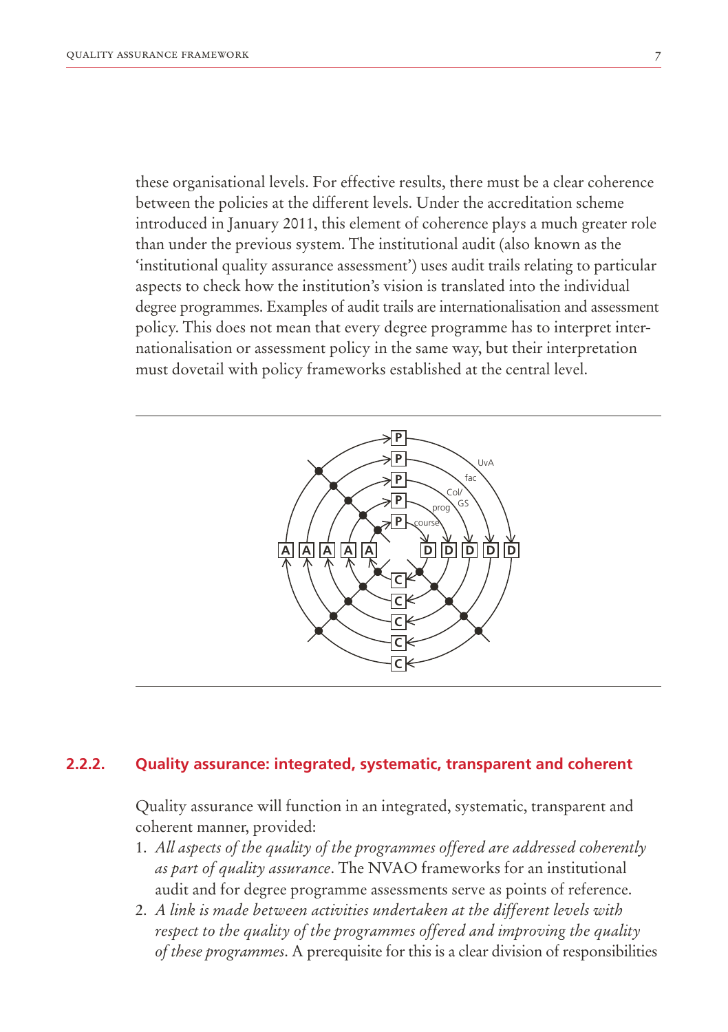these organisational levels. For effective results, there must be a clear coherence between the policies at the different levels. Under the accreditation scheme introduced in January 2011, this element of coherence plays a much greater role than under the previous system. The institutional audit (also known as the 'institutional quality assurance assessment') uses audit trails relating to particular aspects to check how the institution's vision is translated into the individual degree programmes. Examples of audit trails are internationalisation and assessment policy. This does not mean that every degree programme has to interpret internationalisation or assessment policy in the same way, but their interpretation must dovetail with policy frameworks established at the central level.

### 2.2.2. Quality assurance: integrated, systematic, transparent and coherent

Quality assurance will function in an integrated, systematic, transparent and coherent manner, provided:

1. *All aspects of the quality of the programmes offered are addressed coherently as part of quality assurance*. The NVAO frameworks for an institutional audit and for degree programme assessments serve as points of reference.
2. *A link is made between activities undertaken at the different levels with respect to the quality of the programmes offered and improving the quality of these programmes*. A prerequisite for this is a clear division of responsibilities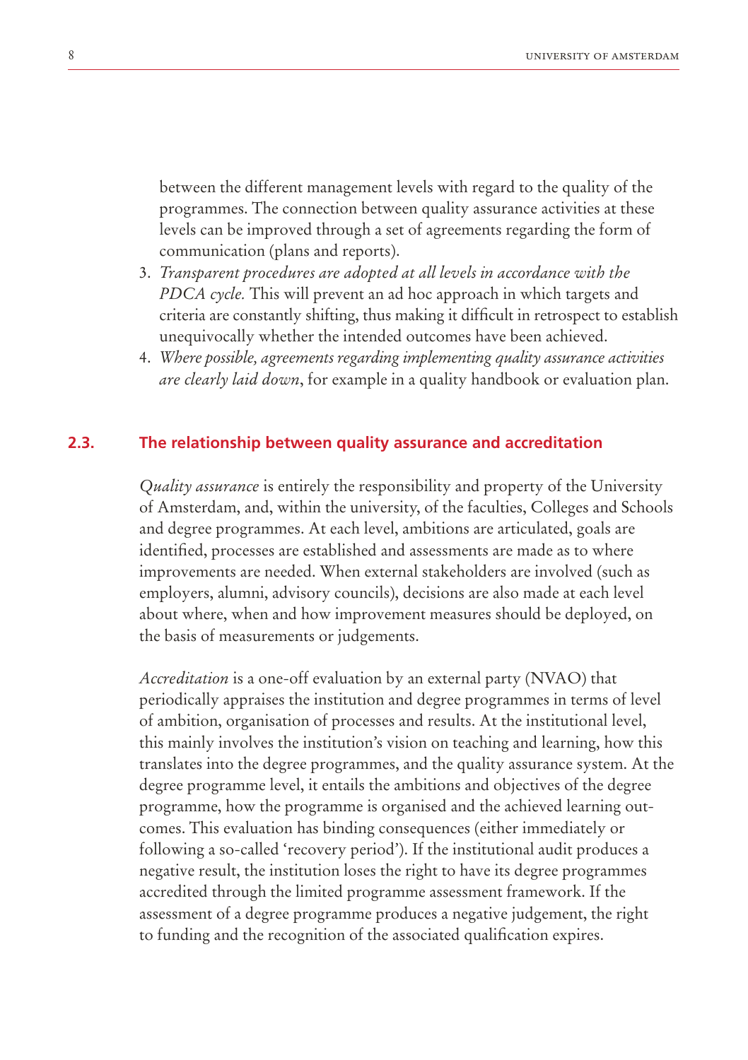between the different management levels with regard to the quality of the programmes. The connection between quality assurance activities at these levels can be improved through a set of agreements regarding the form of communication (plans and reports).

3. *Transparent procedures are adopted at all levels in accordance with the PDCA cycle.* This will prevent an ad hoc approach in which targets and criteria are constantly shifting, thus making it difficult in retrospect to establish unequivocally whether the intended outcomes have been achieved.
4. *Where possible, agreements regarding implementing quality assurance activities are clearly laid down*, for example in a quality handbook or evaluation plan.

## 2.3. The relationship between quality assurance and accreditation

*Quality assurance* is entirely the responsibility and property of the University of Amsterdam, and, within the university, of the faculties, Colleges and Schools and degree programmes. At each level, ambitions are articulated, goals are identified, processes are established and assessments are made as to where improvements are needed. When external stakeholders are involved (such as employers, alumni, advisory councils), decisions are also made at each level about where, when and how improvement measures should be deployed, on the basis of measurements or judgements.

*Accreditation* is a one-off evaluation by an external party (NVAO) that periodically appraises the institution and degree programmes in terms of level of ambition, organisation of processes and results. At the institutional level, this mainly involves the institution's vision on teaching and learning, how this translates into the degree programmes, and the quality assurance system. At the degree programme level, it entails the ambitions and objectives of the degree programme, how the programme is organised and the achieved learning outcomes. This evaluation has binding consequences (either immediately or following a so-called 'recovery period'). If the institutional audit produces a negative result, the institution loses the right to have its degree programmes accredited through the limited programme assessment framework. If the assessment of a degree programme produces a negative judgement, the right to funding and the recognition of the associated qualification expires.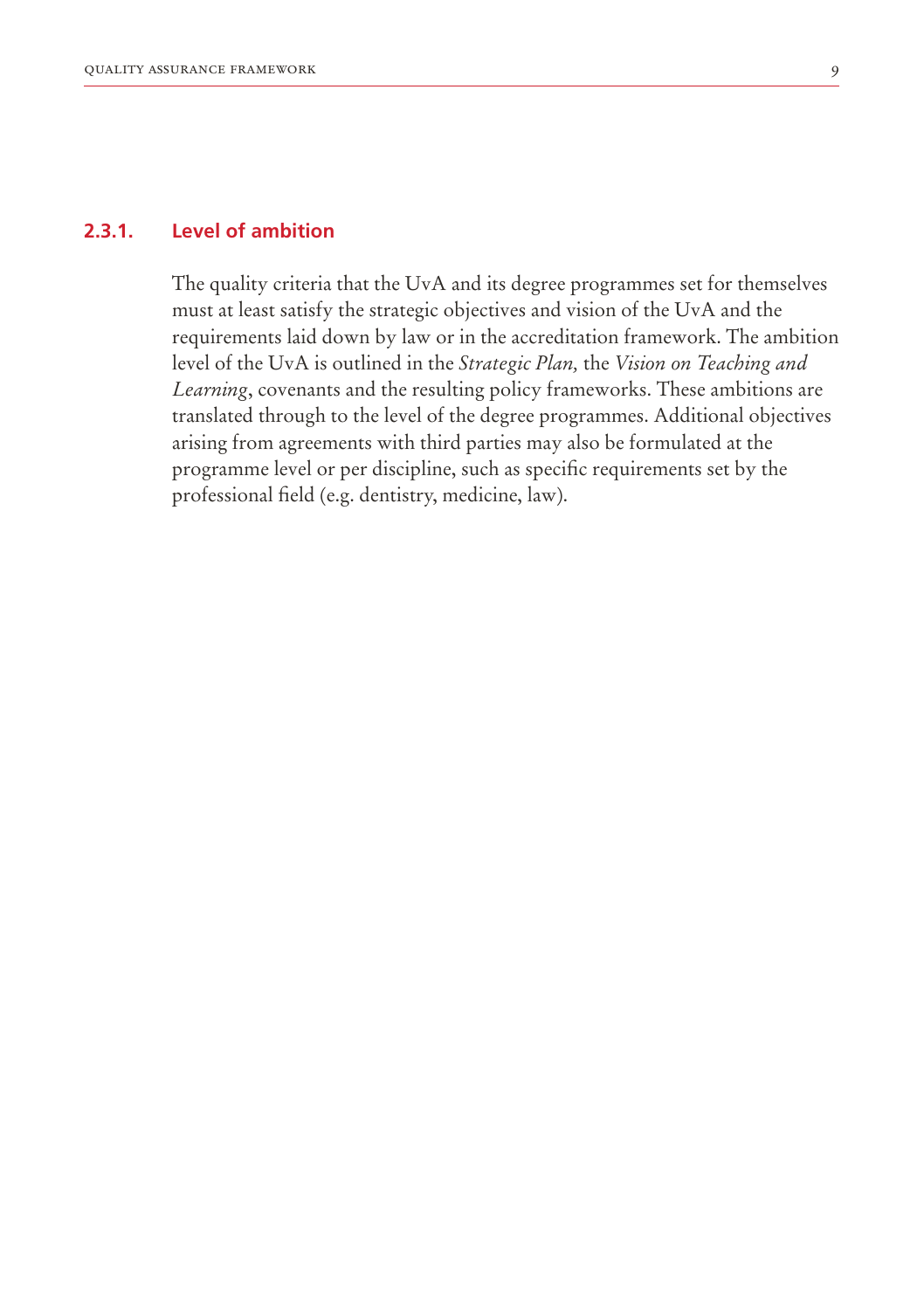### 2.3.1. Level of ambition

The quality criteria that the UvA and its degree programmes set for themselves must at least satisfy the strategic objectives and vision of the UvA and the requirements laid down by law or in the accreditation framework. The ambition level of the UvA is outlined in the *Strategic Plan,* the *Vision on Teaching and Learning*, covenants and the resulting policy frameworks. These ambitions are translated through to the level of the degree programmes. Additional objectives arising from agreements with third parties may also be formulated at the programme level or per discipline, such as specific requirements set by the professional field (e.g. dentistry, medicine, law).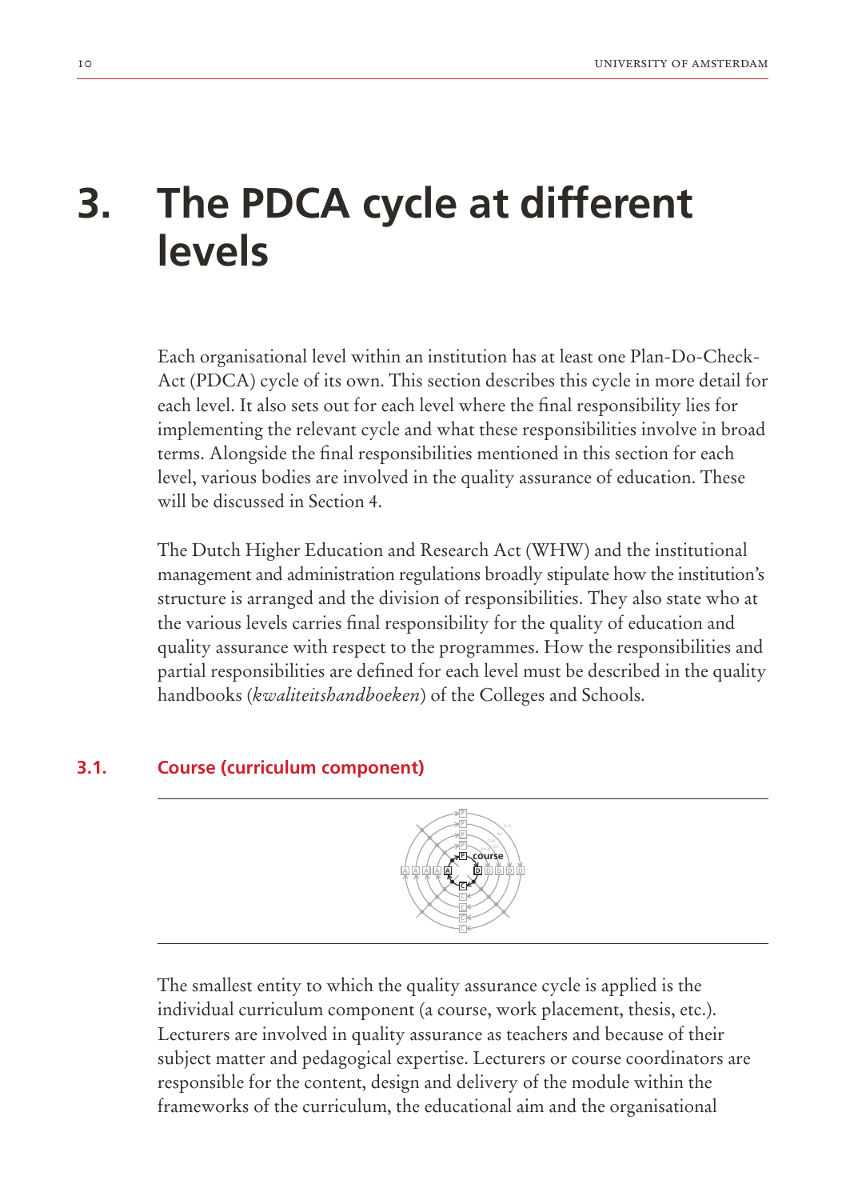# 3. The PDCA cycle at different levels

Each organisational level within an institution has at least one Plan-Do-Check-Act (PDCA) cycle of its own. This section describes this cycle in more detail for each level. It also sets out for each level where the final responsibility lies for implementing the relevant cycle and what these responsibilities involve in broad terms. Alongside the final responsibilities mentioned in this section for each level, various bodies are involved in the quality assurance of education. These will be discussed in Section 4.

The Dutch Higher Education and Research Act (WHW) and the institutional management and administration regulations broadly stipulate how the institution's structure is arranged and the division of responsibilities. They also state who at the various levels carries final responsibility for the quality of education and quality assurance with respect to the programmes. How the responsibilities and partial responsibilities are defined for each level must be described in the quality handbooks (*kwaliteitshandboeken*) of the Colleges and Schools.

## 3.1. Course (curriculum component)

The smallest entity to which the quality assurance cycle is applied is the individual curriculum component (a course, work placement, thesis, etc.). Lecturers are involved in quality assurance as teachers and because of their subject matter and pedagogical expertise. Lecturers or course coordinators are responsible for the content, design and delivery of the module within the frameworks of the curriculum, the educational aim and the organisational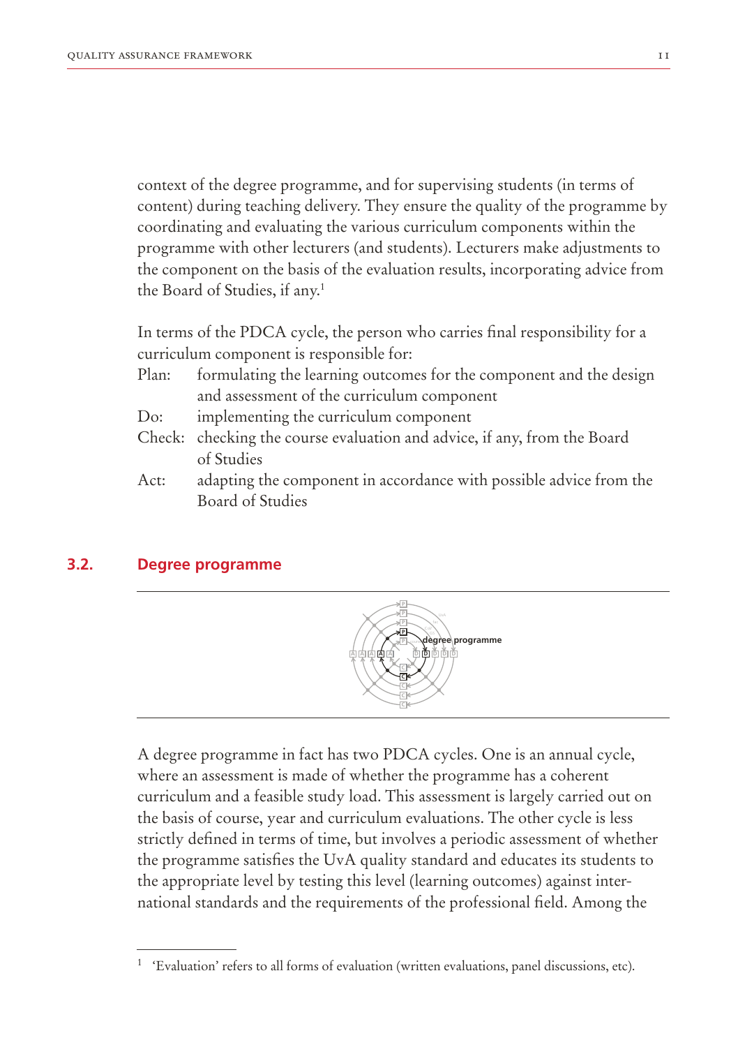context of the degree programme, and for supervising students (in terms of content) during teaching delivery. They ensure the quality of the programme by coordinating and evaluating the various curriculum components within the programme with other lecturers (and students). Lecturers make adjustments to the component on the basis of the evaluation results, incorporating advice from the Board of Studies, if any.[1]

In terms of the PDCA cycle, the person who carries final responsibility for a curriculum component is responsible for:

- Plan: formulating the learning outcomes for the component and the design and assessment of the curriculum component
- Do: implementing the curriculum component
- Check: checking the course evaluation and advice, if any, from the Board of Studies
- Act: adapting the component in accordance with possible advice from the Board of Studies

## 3.2. Degree programme

degree programme

A degree programme in fact has two PDCA cycles. One is an annual cycle, where an assessment is made of whether the programme has a coherent curriculum and a feasible study load. This assessment is largely carried out on the basis of course, year and curriculum evaluations. The other cycle is less strictly defined in terms of time, but involves a periodic assessment of whether the programme satisfies the UvA quality standard and educates its students to the appropriate level by testing this level (learning outcomes) against international standards and the requirements of the professional field. Among the

---

[1] 'Evaluation' refers to all forms of evaluation (written evaluations, panel discussions, etc).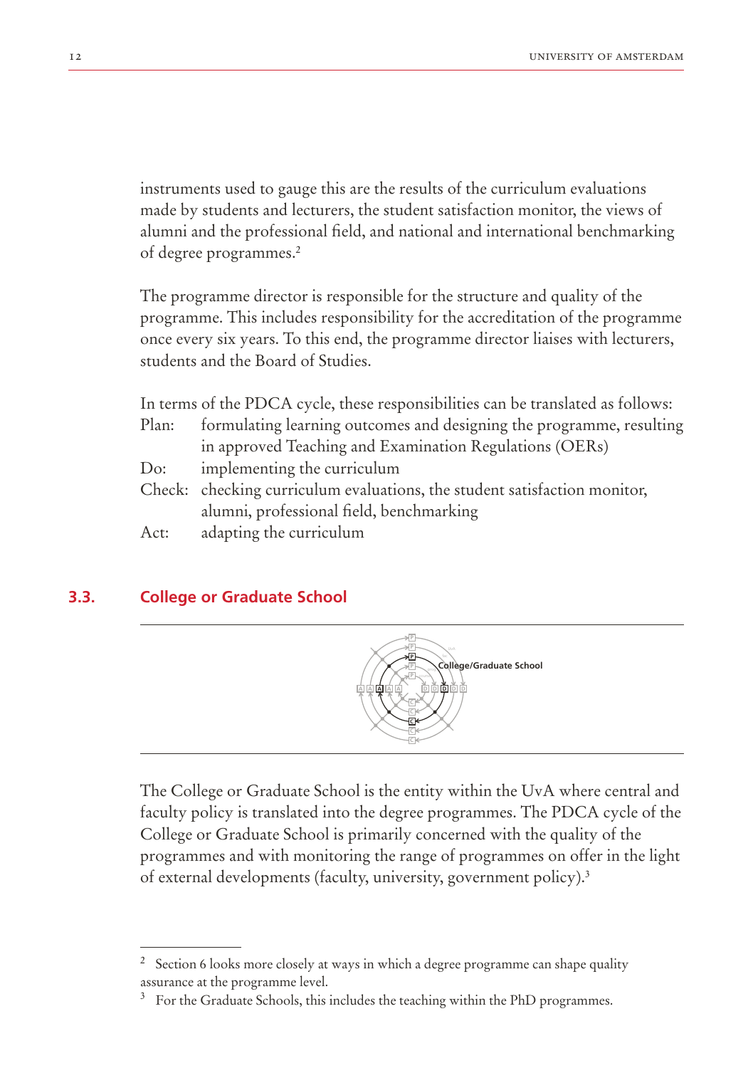instruments used to gauge this are the results of the curriculum evaluations made by students and lecturers, the student satisfaction monitor, the views of alumni and the professional field, and national and international benchmarking of degree programmes.[2]

The programme director is responsible for the structure and quality of the programme. This includes responsibility for the accreditation of the programme once every six years. To this end, the programme director liaises with lecturers, students and the Board of Studies.

In terms of the PDCA cycle, these responsibilities can be translated as follows:

Plan: formulating learning outcomes and designing the programme, resulting in approved Teaching and Examination Regulations (OERs)
Do: implementing the curriculum
Check: checking curriculum evaluations, the student satisfaction monitor, alumni, professional field, benchmarking
Act: adapting the curriculum

## 3.3. College or Graduate School

College/Graduate School

The College or Graduate School is the entity within the UvA where central and faculty policy is translated into the degree programmes. The PDCA cycle of the College or Graduate School is primarily concerned with the quality of the programmes and with monitoring the range of programmes on offer in the light of external developments (faculty, university, government policy).[3]

---

[2] Section 6 looks more closely at ways in which a degree programme can shape quality assurance at the programme level.

[3] For the Graduate Schools, this includes the teaching within the PhD programmes.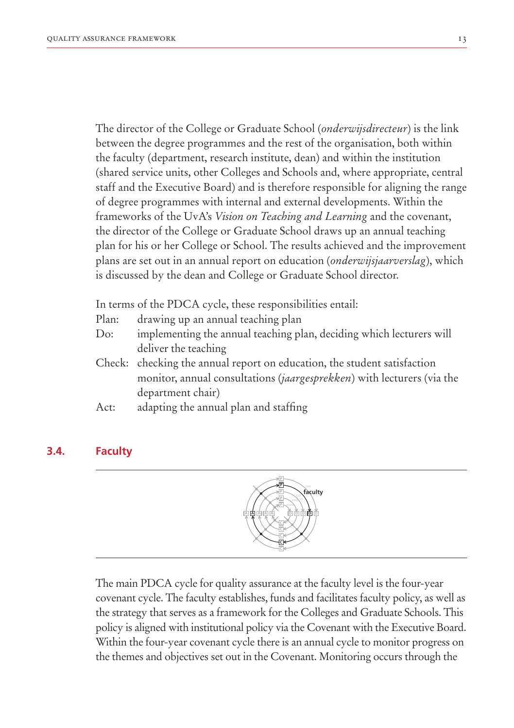The director of the College or Graduate School (*onderwijsdirecteur*) is the link between the degree programmes and the rest of the organisation, both within the faculty (department, research institute, dean) and within the institution (shared service units, other Colleges and Schools and, where appropriate, central staff and the Executive Board) and is therefore responsible for aligning the range of degree programmes with internal and external developments. Within the frameworks of the UvA's *Vision on Teaching and Learning* and the covenant, the director of the College or Graduate School draws up an annual teaching plan for his or her College or School. The results achieved and the improvement plans are set out in an annual report on education (*onderwijsjaarverslag*), which is discussed by the dean and College or Graduate School director.

In terms of the PDCA cycle, these responsibilities entail:

- Plan: drawing up an annual teaching plan
- Do: implementing the annual teaching plan, deciding which lecturers will deliver the teaching
- Check: checking the annual report on education, the student satisfaction monitor, annual consultations (*jaargesprekken*) with lecturers (via the department chair)
- Act: adapting the annual plan and staffing

## 3.4. Faculty

The main PDCA cycle for quality assurance at the faculty level is the four-year covenant cycle. The faculty establishes, funds and facilitates faculty policy, as well as the strategy that serves as a framework for the Colleges and Graduate Schools. This policy is aligned with institutional policy via the Covenant with the Executive Board. Within the four-year covenant cycle there is an annual cycle to monitor progress on the themes and objectives set out in the Covenant. Monitoring occurs through the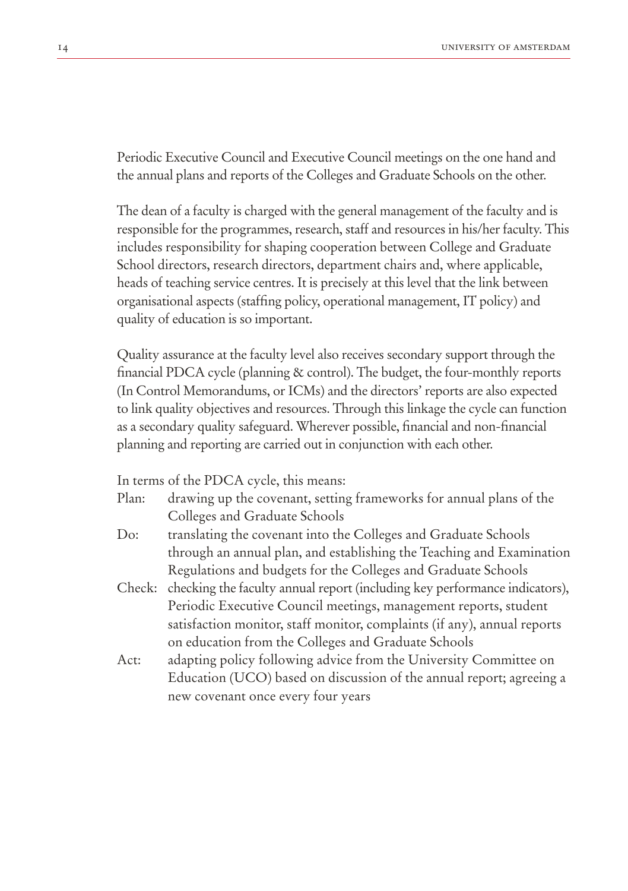Periodic Executive Council and Executive Council meetings on the one hand and the annual plans and reports of the Colleges and Graduate Schools on the other.

The dean of a faculty is charged with the general management of the faculty and is responsible for the programmes, research, staff and resources in his/her faculty. This includes responsibility for shaping cooperation between College and Graduate School directors, research directors, department chairs and, where applicable, heads of teaching service centres. It is precisely at this level that the link between organisational aspects (staffing policy, operational management, IT policy) and quality of education is so important.

Quality assurance at the faculty level also receives secondary support through the financial PDCA cycle (planning & control). The budget, the four-monthly reports (In Control Memorandums, or ICMs) and the directors' reports are also expected to link quality objectives and resources. Through this linkage the cycle can function as a secondary quality safeguard. Wherever possible, financial and non-financial planning and reporting are carried out in conjunction with each other.

In terms of the PDCA cycle, this means:

- Plan: drawing up the covenant, setting frameworks for annual plans of the Colleges and Graduate Schools
- Do: translating the covenant into the Colleges and Graduate Schools through an annual plan, and establishing the Teaching and Examination Regulations and budgets for the Colleges and Graduate Schools
- Check: checking the faculty annual report (including key performance indicators), Periodic Executive Council meetings, management reports, student satisfaction monitor, staff monitor, complaints (if any), annual reports on education from the Colleges and Graduate Schools
- Act: adapting policy following advice from the University Committee on Education (UCO) based on discussion of the annual report; agreeing a new covenant once every four years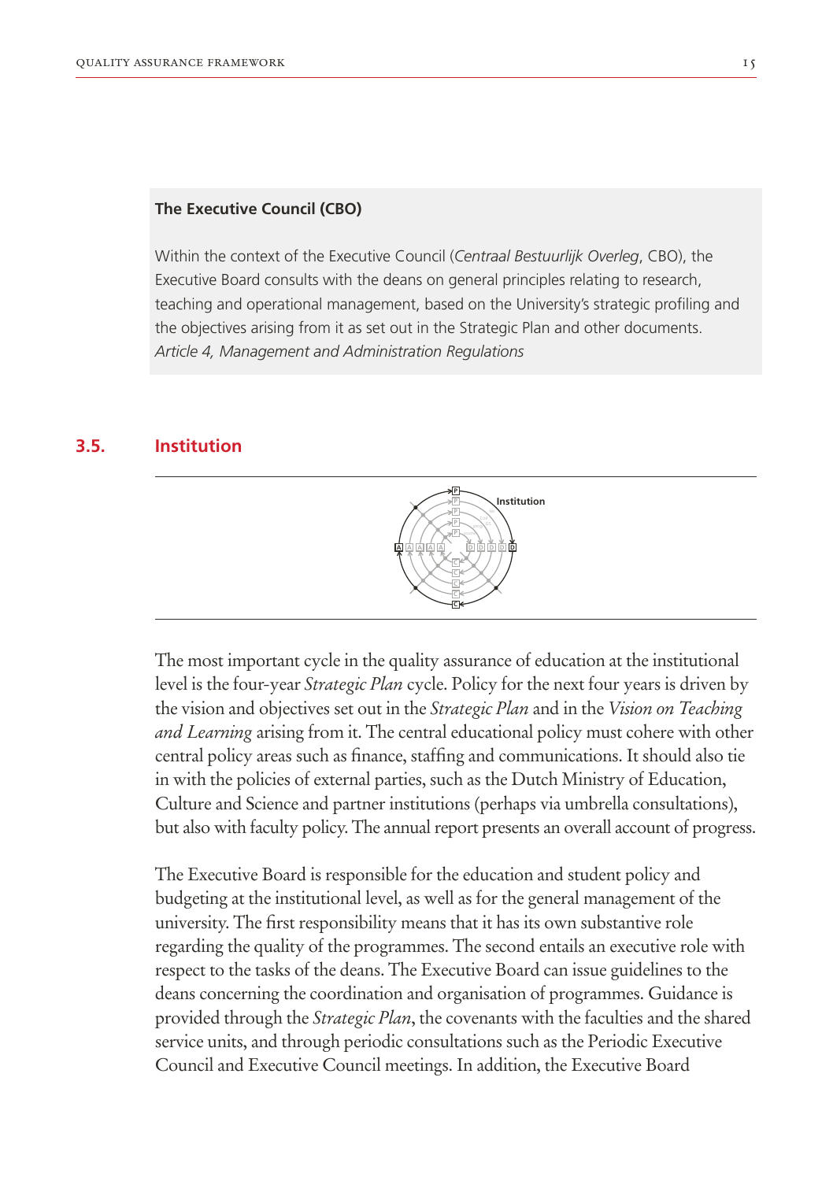**The Executive Council (CBO)**

Within the context of the Executive Council (*Centraal Bestuurlijk Overleg*, CBO), the Executive Board consults with the deans on general principles relating to research, teaching and operational management, based on the University's strategic profiling and the objectives arising from it as set out in the Strategic Plan and other documents.
*Article 4, Management and Administration Regulations*

## 3.5. Institution

Institution

The most important cycle in the quality assurance of education at the institutional level is the four-year *Strategic Plan* cycle. Policy for the next four years is driven by the vision and objectives set out in the *Strategic Plan* and in the *Vision on Teaching and Learning* arising from it. The central educational policy must cohere with other central policy areas such as finance, staffing and communications. It should also tie in with the policies of external parties, such as the Dutch Ministry of Education, Culture and Science and partner institutions (perhaps via umbrella consultations), but also with faculty policy. The annual report presents an overall account of progress.

The Executive Board is responsible for the education and student policy and budgeting at the institutional level, as well as for the general management of the university. The first responsibility means that it has its own substantive role regarding the quality of the programmes. The second entails an executive role with respect to the tasks of the deans. The Executive Board can issue guidelines to the deans concerning the coordination and organisation of programmes. Guidance is provided through the *Strategic Plan*, the covenants with the faculties and the shared service units, and through periodic consultations such as the Periodic Executive Council and Executive Council meetings. In addition, the Executive Board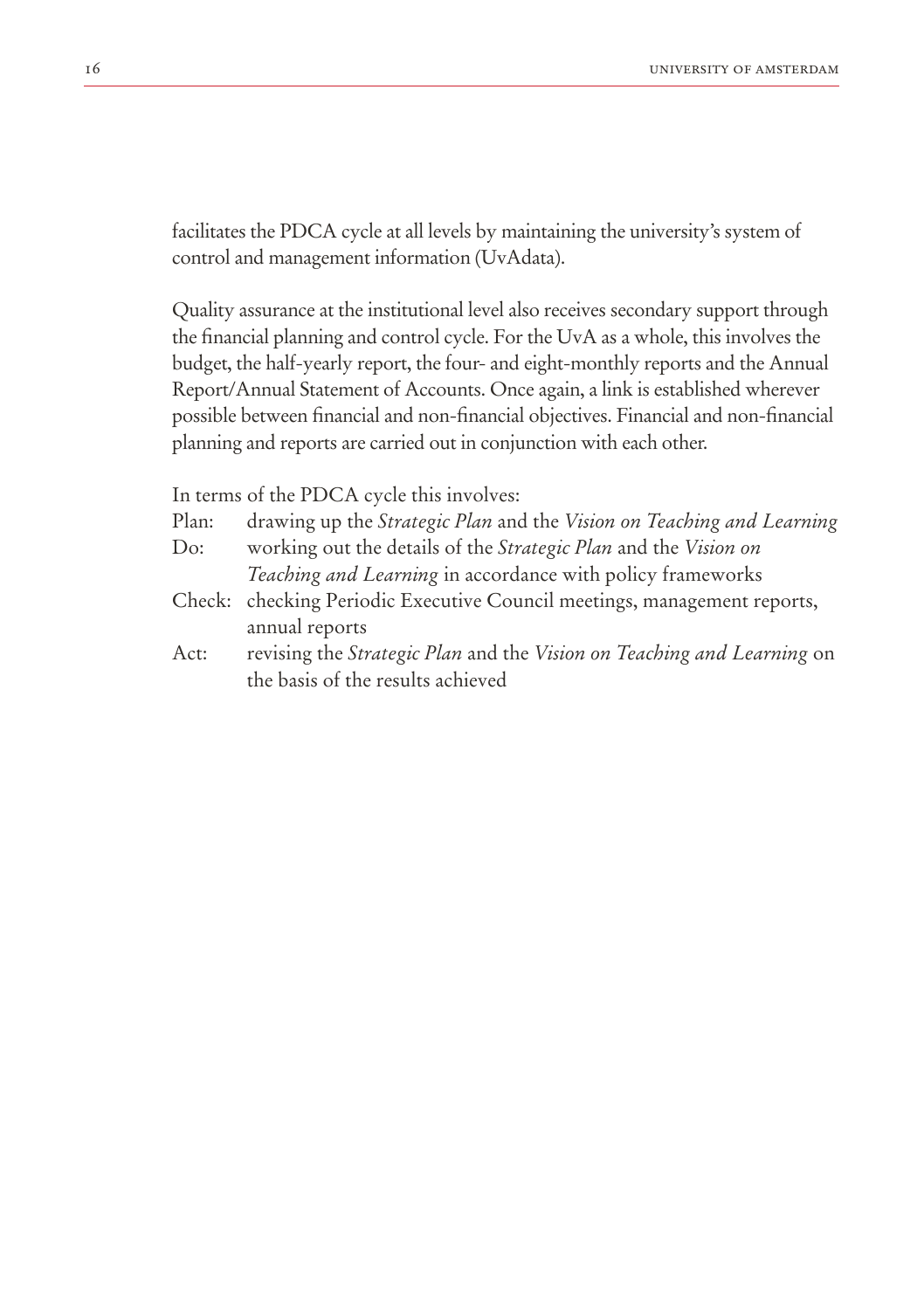facilitates the PDCA cycle at all levels by maintaining the university's system of control and management information (UvAdata).

Quality assurance at the institutional level also receives secondary support through the financial planning and control cycle. For the UvA as a whole, this involves the budget, the half-yearly report, the four- and eight-monthly reports and the Annual Report/Annual Statement of Accounts. Once again, a link is established wherever possible between financial and non-financial objectives. Financial and non-financial planning and reports are carried out in conjunction with each other.

In terms of the PDCA cycle this involves:

Plan: drawing up the *Strategic Plan* and the *Vision on Teaching and Learning*

Do: working out the details of the *Strategic Plan* and the *Vision on Teaching and Learning* in accordance with policy frameworks

Check: checking Periodic Executive Council meetings, management reports, annual reports

Act: revising the *Strategic Plan* and the *Vision on Teaching and Learning* on the basis of the results achieved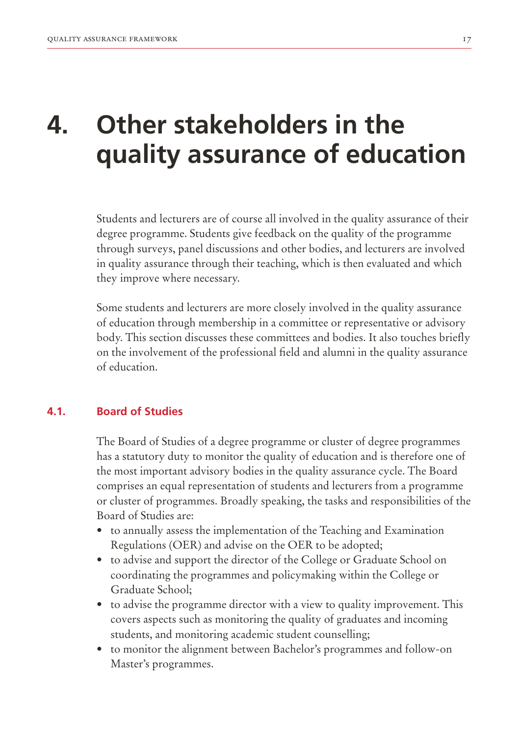# 4. Other stakeholders in the quality assurance of education

Students and lecturers are of course all involved in the quality assurance of their degree programme. Students give feedback on the quality of the programme through surveys, panel discussions and other bodies, and lecturers are involved in quality assurance through their teaching, which is then evaluated and which they improve where necessary.

Some students and lecturers are more closely involved in the quality assurance of education through membership in a committee or representative or advisory body. This section discusses these committees and bodies. It also touches briefly on the involvement of the professional field and alumni in the quality assurance of education.

## 4.1. Board of Studies

The Board of Studies of a degree programme or cluster of degree programmes has a statutory duty to monitor the quality of education and is therefore one of the most important advisory bodies in the quality assurance cycle. The Board comprises an equal representation of students and lecturers from a programme or cluster of programmes. Broadly speaking, the tasks and responsibilities of the Board of Studies are:

- to annually assess the implementation of the Teaching and Examination Regulations (OER) and advise on the OER to be adopted;
- to advise and support the director of the College or Graduate School on coordinating the programmes and policymaking within the College or Graduate School;
- to advise the programme director with a view to quality improvement. This covers aspects such as monitoring the quality of graduates and incoming students, and monitoring academic student counselling;
- to monitor the alignment between Bachelor's programmes and follow-on Master's programmes.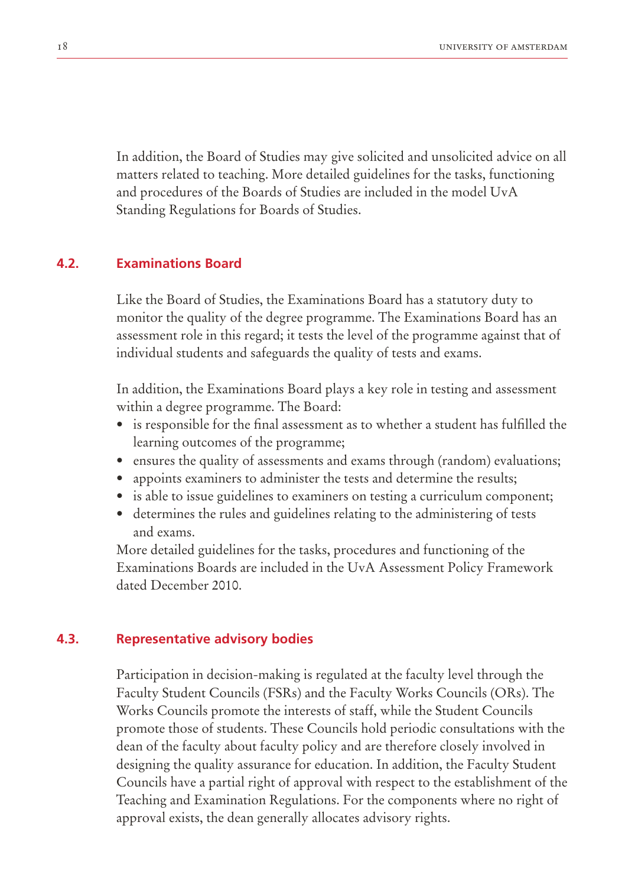In addition, the Board of Studies may give solicited and unsolicited advice on all matters related to teaching. More detailed guidelines for the tasks, functioning and procedures of the Boards of Studies are included in the model UvA Standing Regulations for Boards of Studies.

## 4.2. Examinations Board

Like the Board of Studies, the Examinations Board has a statutory duty to monitor the quality of the degree programme. The Examinations Board has an assessment role in this regard; it tests the level of the programme against that of individual students and safeguards the quality of tests and exams.

In addition, the Examinations Board plays a key role in testing and assessment within a degree programme. The Board:

- is responsible for the final assessment as to whether a student has fulfilled the learning outcomes of the programme;
- ensures the quality of assessments and exams through (random) evaluations;
- appoints examiners to administer the tests and determine the results;
- is able to issue guidelines to examiners on testing a curriculum component;
- determines the rules and guidelines relating to the administering of tests and exams.

More detailed guidelines for the tasks, procedures and functioning of the Examinations Boards are included in the UvA Assessment Policy Framework dated December 2010.

## 4.3. Representative advisory bodies

Participation in decision-making is regulated at the faculty level through the Faculty Student Councils (FSRs) and the Faculty Works Councils (ORs). The Works Councils promote the interests of staff, while the Student Councils promote those of students. These Councils hold periodic consultations with the dean of the faculty about faculty policy and are therefore closely involved in designing the quality assurance for education. In addition, the Faculty Student Councils have a partial right of approval with respect to the establishment of the Teaching and Examination Regulations. For the components where no right of approval exists, the dean generally allocates advisory rights.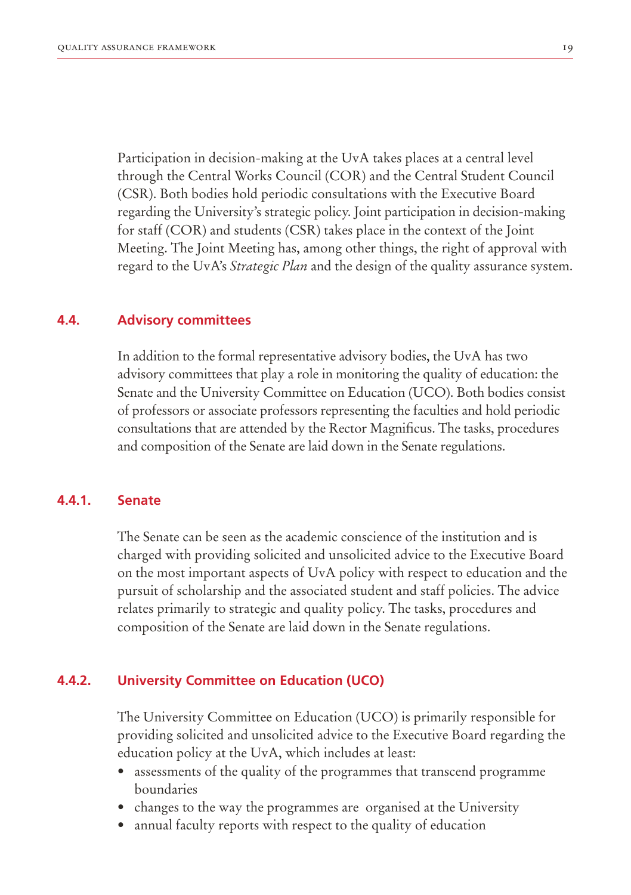Participation in decision-making at the UvA takes places at a central level through the Central Works Council (COR) and the Central Student Council (CSR). Both bodies hold periodic consultations with the Executive Board regarding the University's strategic policy. Joint participation in decision-making for staff (COR) and students (CSR) takes place in the context of the Joint Meeting. The Joint Meeting has, among other things, the right of approval with regard to the UvA's *Strategic Plan* and the design of the quality assurance system.

## 4.4. Advisory committees

In addition to the formal representative advisory bodies, the UvA has two advisory committees that play a role in monitoring the quality of education: the Senate and the University Committee on Education (UCO). Both bodies consist of professors or associate professors representing the faculties and hold periodic consultations that are attended by the Rector Magnificus. The tasks, procedures and composition of the Senate are laid down in the Senate regulations.

### 4.4.1. Senate

The Senate can be seen as the academic conscience of the institution and is charged with providing solicited and unsolicited advice to the Executive Board on the most important aspects of UvA policy with respect to education and the pursuit of scholarship and the associated student and staff policies. The advice relates primarily to strategic and quality policy. The tasks, procedures and composition of the Senate are laid down in the Senate regulations.

### 4.4.2. University Committee on Education (UCO)

The University Committee on Education (UCO) is primarily responsible for providing solicited and unsolicited advice to the Executive Board regarding the education policy at the UvA, which includes at least:

- assessments of the quality of the programmes that transcend programme boundaries
- changes to the way the programmes are organised at the University
- annual faculty reports with respect to the quality of education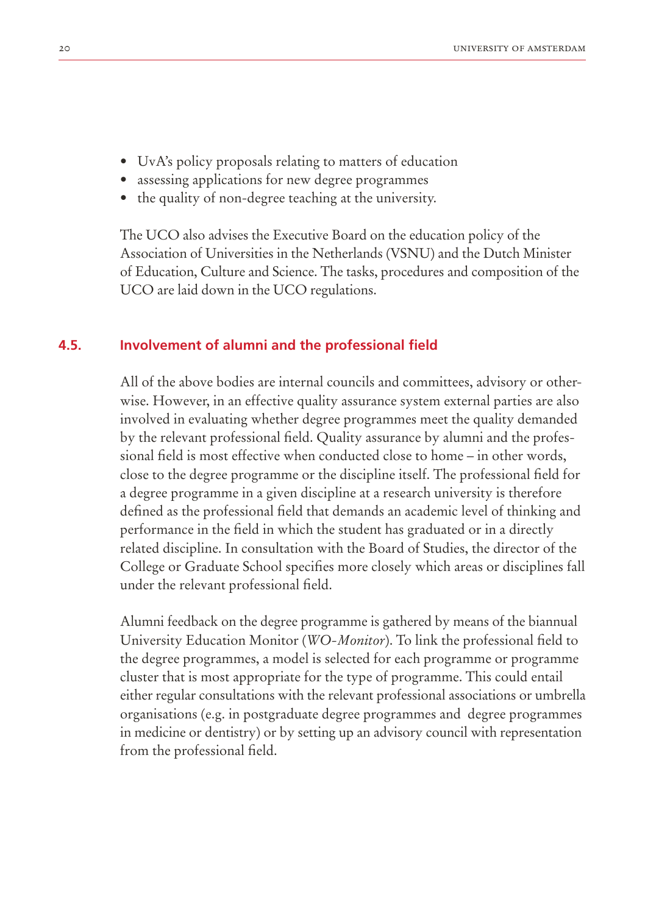- UvA's policy proposals relating to matters of education
- assessing applications for new degree programmes
- the quality of non-degree teaching at the university.

The UCO also advises the Executive Board on the education policy of the Association of Universities in the Netherlands (VSNU) and the Dutch Minister of Education, Culture and Science. The tasks, procedures and composition of the UCO are laid down in the UCO regulations.

## 4.5. Involvement of alumni and the professional field

All of the above bodies are internal councils and committees, advisory or otherwise. However, in an effective quality assurance system external parties are also involved in evaluating whether degree programmes meet the quality demanded by the relevant professional field. Quality assurance by alumni and the professional field is most effective when conducted close to home – in other words, close to the degree programme or the discipline itself. The professional field for a degree programme in a given discipline at a research university is therefore defined as the professional field that demands an academic level of thinking and performance in the field in which the student has graduated or in a directly related discipline. In consultation with the Board of Studies, the director of the College or Graduate School specifies more closely which areas or disciplines fall under the relevant professional field.

Alumni feedback on the degree programme is gathered by means of the biannual University Education Monitor (*WO-Monitor*). To link the professional field to the degree programmes, a model is selected for each programme or programme cluster that is most appropriate for the type of programme. This could entail either regular consultations with the relevant professional associations or umbrella organisations (e.g. in postgraduate degree programmes and degree programmes in medicine or dentistry) or by setting up an advisory council with representation from the professional field.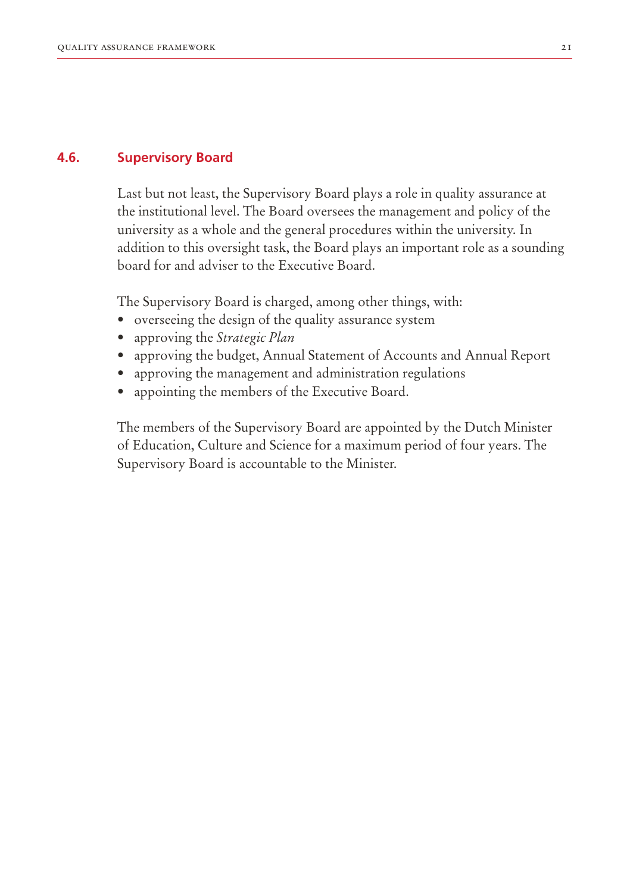## 4.6. Supervisory Board

Last but not least, the Supervisory Board plays a role in quality assurance at the institutional level. The Board oversees the management and policy of the university as a whole and the general procedures within the university. In addition to this oversight task, the Board plays an important role as a sounding board for and adviser to the Executive Board.

The Supervisory Board is charged, among other things, with:

- overseeing the design of the quality assurance system
- approving the *Strategic Plan*
- approving the budget, Annual Statement of Accounts and Annual Report
- approving the management and administration regulations
- appointing the members of the Executive Board.

The members of the Supervisory Board are appointed by the Dutch Minister of Education, Culture and Science for a maximum period of four years. The Supervisory Board is accountable to the Minister.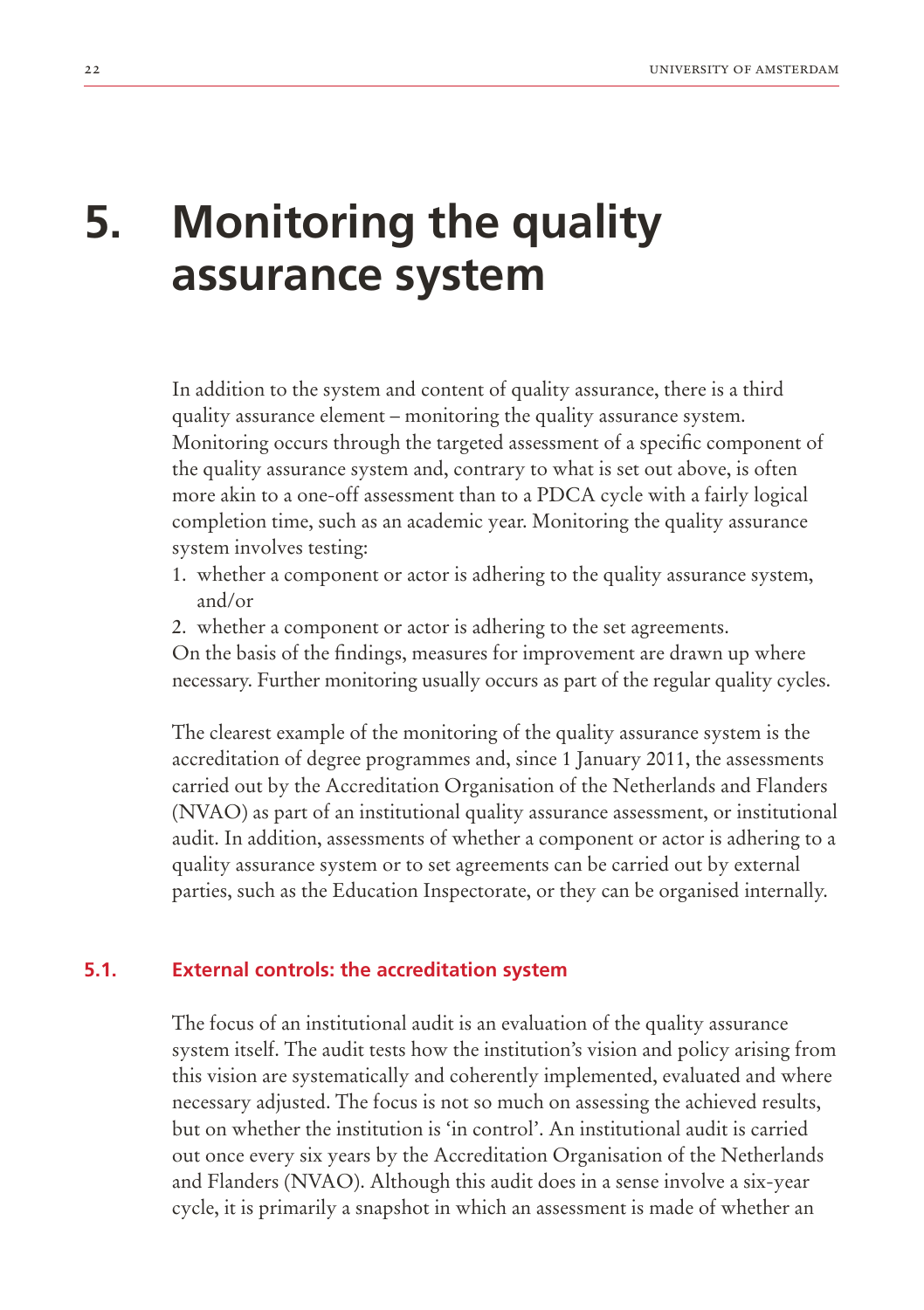# 5. Monitoring the quality assurance system

In addition to the system and content of quality assurance, there is a third quality assurance element – monitoring the quality assurance system. Monitoring occurs through the targeted assessment of a specific component of the quality assurance system and, contrary to what is set out above, is often more akin to a one-off assessment than to a PDCA cycle with a fairly logical completion time, such as an academic year. Monitoring the quality assurance system involves testing:

1. whether a component or actor is adhering to the quality assurance system, and/or
2. whether a component or actor is adhering to the set agreements.

On the basis of the findings, measures for improvement are drawn up where necessary. Further monitoring usually occurs as part of the regular quality cycles.

The clearest example of the monitoring of the quality assurance system is the accreditation of degree programmes and, since 1 January 2011, the assessments carried out by the Accreditation Organisation of the Netherlands and Flanders (NVAO) as part of an institutional quality assurance assessment, or institutional audit. In addition, assessments of whether a component or actor is adhering to a quality assurance system or to set agreements can be carried out by external parties, such as the Education Inspectorate, or they can be organised internally.

## 5.1. External controls: the accreditation system

The focus of an institutional audit is an evaluation of the quality assurance system itself. The audit tests how the institution's vision and policy arising from this vision are systematically and coherently implemented, evaluated and where necessary adjusted. The focus is not so much on assessing the achieved results, but on whether the institution is 'in control'. An institutional audit is carried out once every six years by the Accreditation Organisation of the Netherlands and Flanders (NVAO). Although this audit does in a sense involve a six-year cycle, it is primarily a snapshot in which an assessment is made of whether an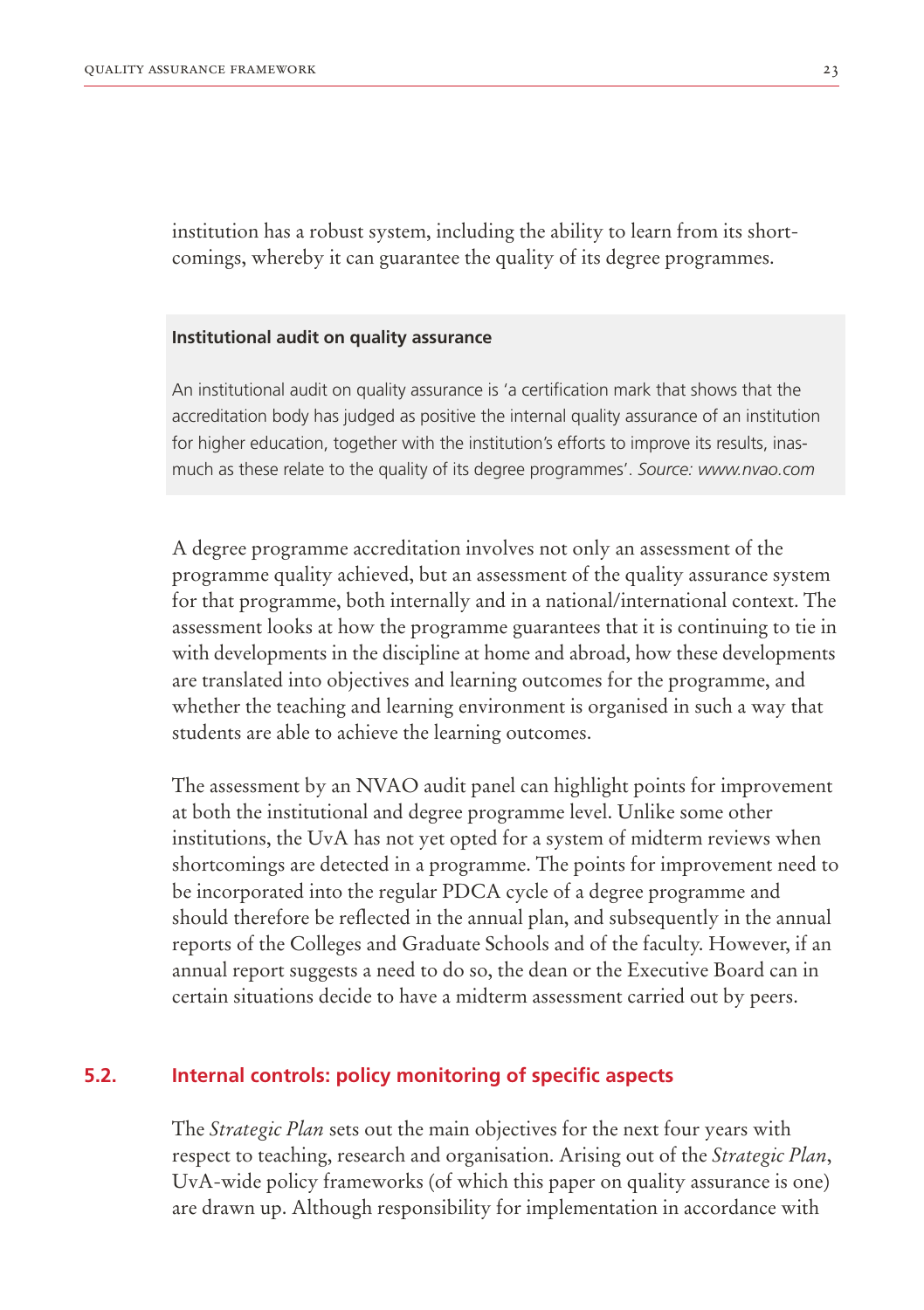institution has a robust system, including the ability to learn from its shortcomings, whereby it can guarantee the quality of its degree programmes.

> **Institutional audit on quality assurance**
>
> An institutional audit on quality assurance is 'a certification mark that shows that the accreditation body has judged as positive the internal quality assurance of an institution for higher education, together with the institution's efforts to improve its results, inasmuch as these relate to the quality of its degree programmes'. *Source: www.nvao.com*

A degree programme accreditation involves not only an assessment of the programme quality achieved, but an assessment of the quality assurance system for that programme, both internally and in a national/international context. The assessment looks at how the programme guarantees that it is continuing to tie in with developments in the discipline at home and abroad, how these developments are translated into objectives and learning outcomes for the programme, and whether the teaching and learning environment is organised in such a way that students are able to achieve the learning outcomes.

The assessment by an NVAO audit panel can highlight points for improvement at both the institutional and degree programme level. Unlike some other institutions, the UvA has not yet opted for a system of midterm reviews when shortcomings are detected in a programme. The points for improvement need to be incorporated into the regular PDCA cycle of a degree programme and should therefore be reflected in the annual plan, and subsequently in the annual reports of the Colleges and Graduate Schools and of the faculty. However, if an annual report suggests a need to do so, the dean or the Executive Board can in certain situations decide to have a midterm assessment carried out by peers.

## 5.2. Internal controls: policy monitoring of specific aspects

The *Strategic Plan* sets out the main objectives for the next four years with respect to teaching, research and organisation. Arising out of the *Strategic Plan*, UvA-wide policy frameworks (of which this paper on quality assurance is one) are drawn up. Although responsibility for implementation in accordance with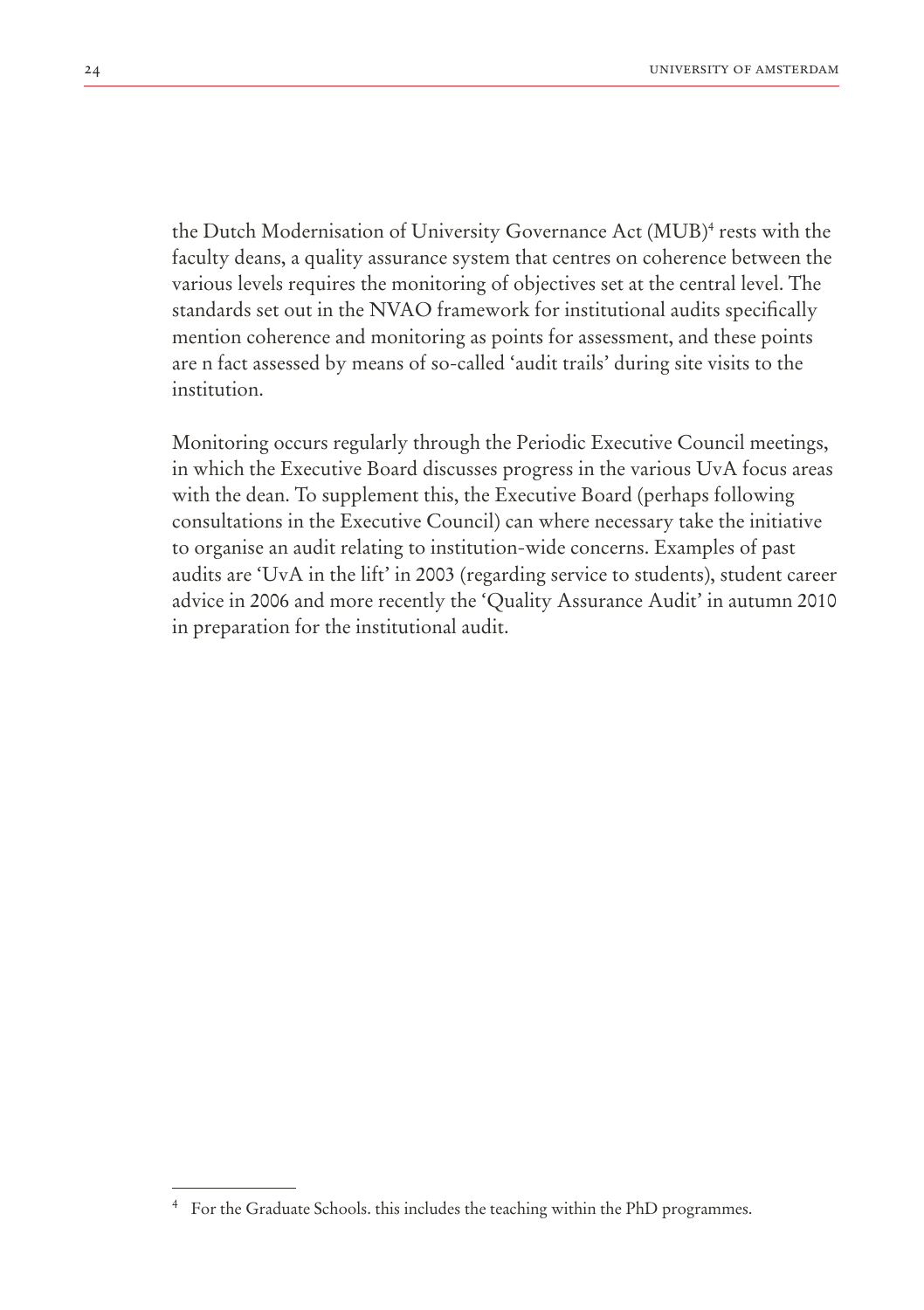the Dutch Modernisation of University Governance Act (MUB)[4] rests with the faculty deans, a quality assurance system that centres on coherence between the various levels requires the monitoring of objectives set at the central level. The standards set out in the NVAO framework for institutional audits specifically mention coherence and monitoring as points for assessment, and these points are n fact assessed by means of so-called 'audit trails' during site visits to the institution.

Monitoring occurs regularly through the Periodic Executive Council meetings, in which the Executive Board discusses progress in the various UvA focus areas with the dean. To supplement this, the Executive Board (perhaps following consultations in the Executive Council) can where necessary take the initiative to organise an audit relating to institution-wide concerns. Examples of past audits are 'UvA in the lift' in 2003 (regarding service to students), student career advice in 2006 and more recently the 'Quality Assurance Audit' in autumn 2010 in preparation for the institutional audit.

[4] For the Graduate Schools. this includes the teaching within the PhD programmes.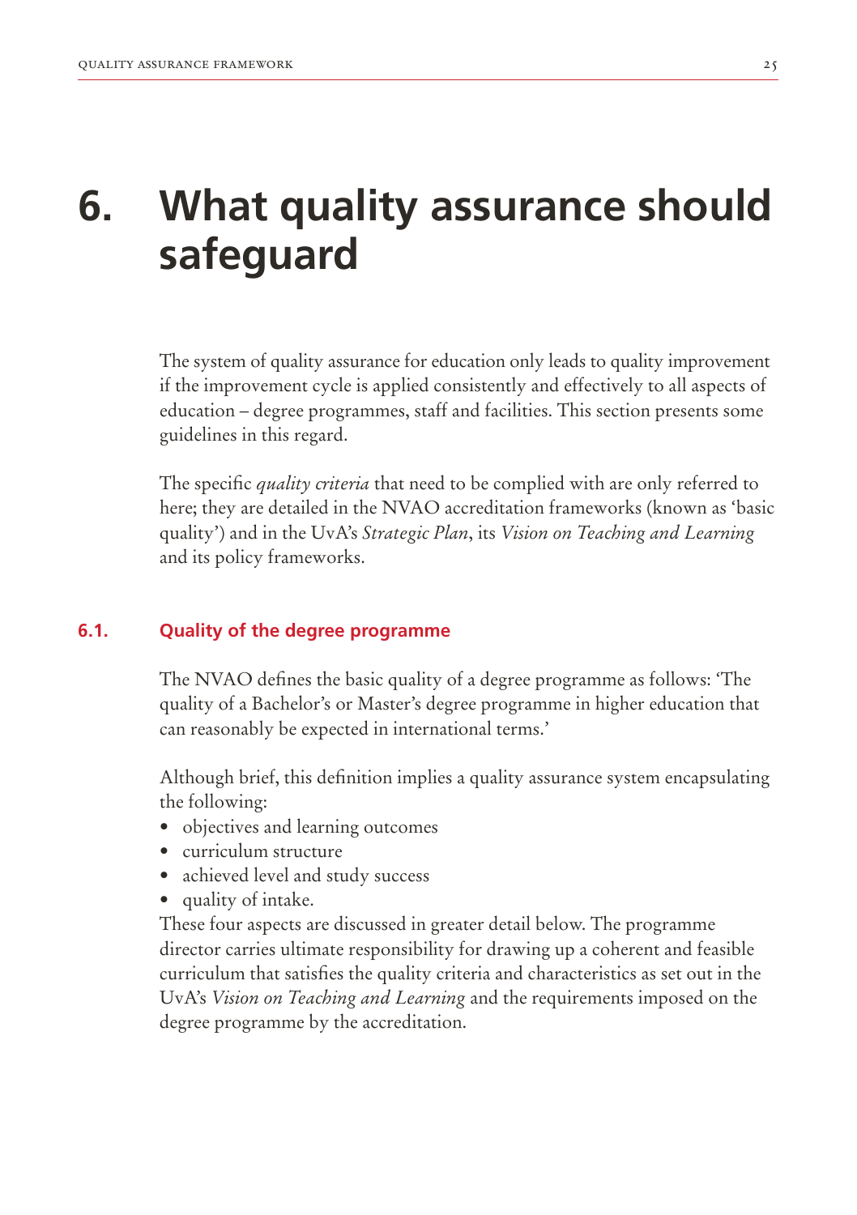# 6. What quality assurance should safeguard

The system of quality assurance for education only leads to quality improvement if the improvement cycle is applied consistently and effectively to all aspects of education – degree programmes, staff and facilities. This section presents some guidelines in this regard.

The specific *quality criteria* that need to be complied with are only referred to here; they are detailed in the NVAO accreditation frameworks (known as 'basic quality') and in the UvA's *Strategic Plan*, its *Vision on Teaching and Learning* and its policy frameworks.

## 6.1. Quality of the degree programme

The NVAO defines the basic quality of a degree programme as follows: 'The quality of a Bachelor's or Master's degree programme in higher education that can reasonably be expected in international terms.'

Although brief, this definition implies a quality assurance system encapsulating the following:

- objectives and learning outcomes
- curriculum structure
- achieved level and study success
- quality of intake.

These four aspects are discussed in greater detail below. The programme director carries ultimate responsibility for drawing up a coherent and feasible curriculum that satisfies the quality criteria and characteristics as set out in the UvA's *Vision on Teaching and Learning* and the requirements imposed on the degree programme by the accreditation.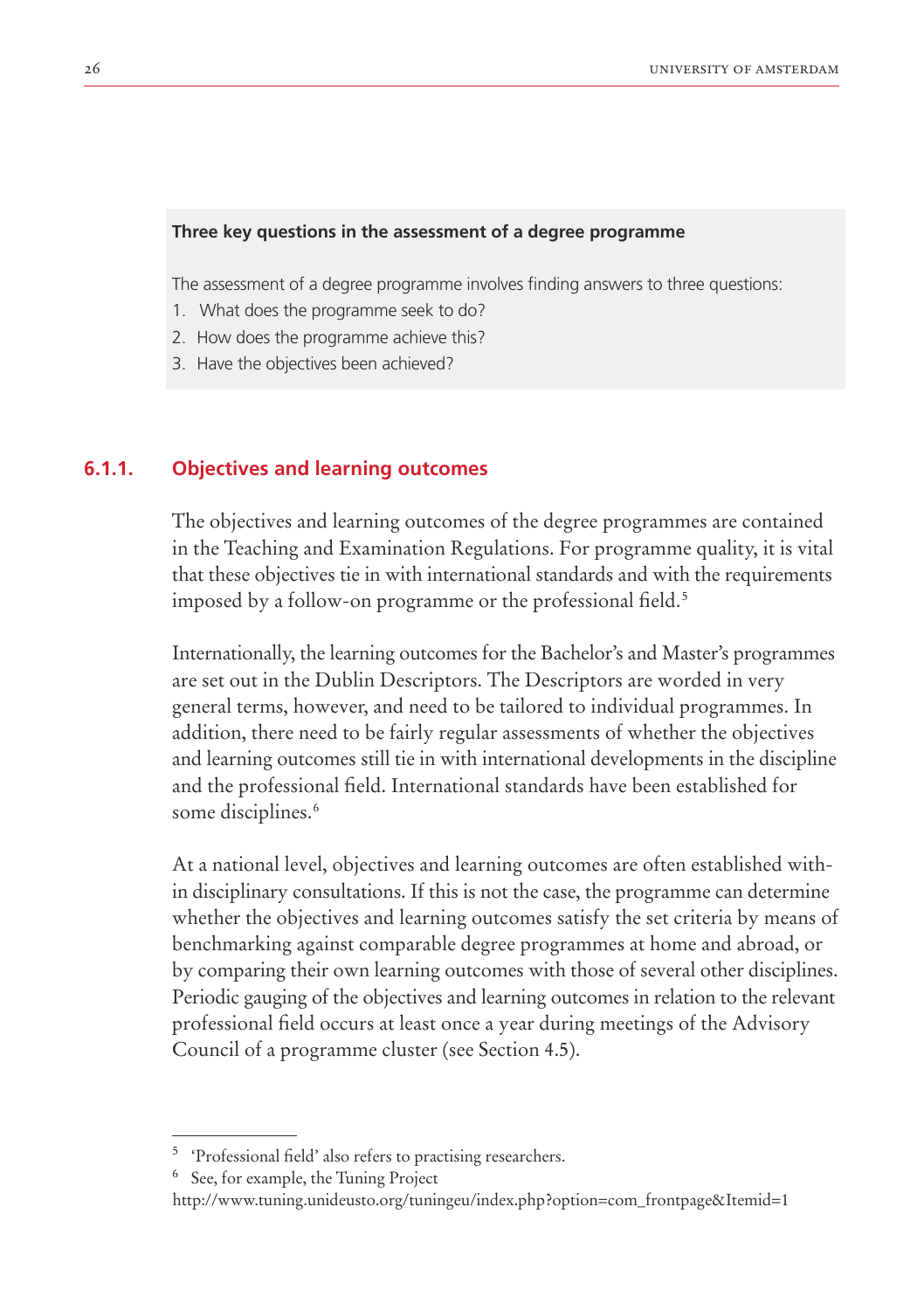**Three key questions in the assessment of a degree programme**

The assessment of a degree programme involves finding answers to three questions:

1. What does the programme seek to do?
2. How does the programme achieve this?
3. Have the objectives been achieved?

### 6.1.1. Objectives and learning outcomes

The objectives and learning outcomes of the degree programmes are contained in the Teaching and Examination Regulations. For programme quality, it is vital that these objectives tie in with international standards and with the requirements imposed by a follow-on programme or the professional field.[5]

Internationally, the learning outcomes for the Bachelor's and Master's programmes are set out in the Dublin Descriptors. The Descriptors are worded in very general terms, however, and need to be tailored to individual programmes. In addition, there need to be fairly regular assessments of whether the objectives and learning outcomes still tie in with international developments in the discipline and the professional field. International standards have been established for some disciplines.[6]

At a national level, objectives and learning outcomes are often established within disciplinary consultations. If this is not the case, the programme can determine whether the objectives and learning outcomes satisfy the set criteria by means of benchmarking against comparable degree programmes at home and abroad, or by comparing their own learning outcomes with those of several other disciplines. Periodic gauging of the objectives and learning outcomes in relation to the relevant professional field occurs at least once a year during meetings of the Advisory Council of a programme cluster (see Section 4.5).

---

[5] 'Professional field' also refers to practising researchers.

[6] See, for example, the Tuning Project http://www.tuning.unideusto.org/tuningeu/index.php?option=com_frontpage&Itemid=1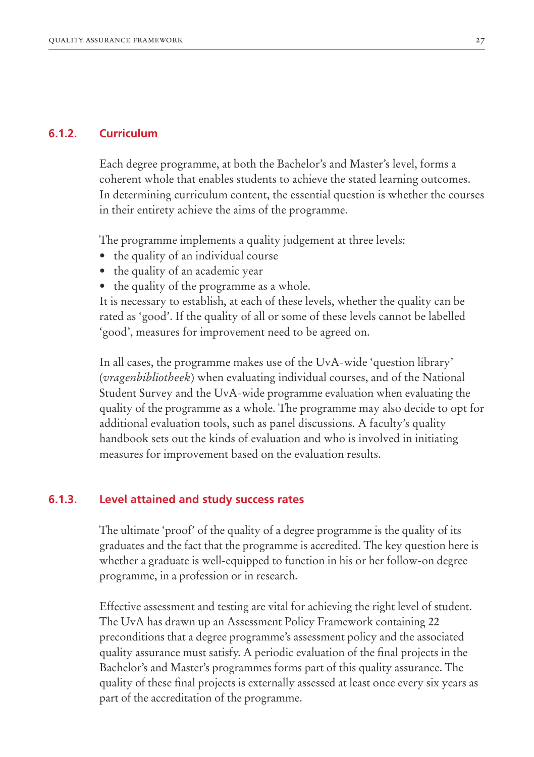### 6.1.2. Curriculum

Each degree programme, at both the Bachelor's and Master's level, forms a coherent whole that enables students to achieve the stated learning outcomes. In determining curriculum content, the essential question is whether the courses in their entirety achieve the aims of the programme.

The programme implements a quality judgement at three levels:

- the quality of an individual course
- the quality of an academic year
- the quality of the programme as a whole.

It is necessary to establish, at each of these levels, whether the quality can be rated as 'good'. If the quality of all or some of these levels cannot be labelled 'good', measures for improvement need to be agreed on.

In all cases, the programme makes use of the UvA-wide 'question library' (*vragenbibliotheek*) when evaluating individual courses, and of the National Student Survey and the UvA-wide programme evaluation when evaluating the quality of the programme as a whole. The programme may also decide to opt for additional evaluation tools, such as panel discussions. A faculty's quality handbook sets out the kinds of evaluation and who is involved in initiating measures for improvement based on the evaluation results.

### 6.1.3. Level attained and study success rates

The ultimate 'proof' of the quality of a degree programme is the quality of its graduates and the fact that the programme is accredited. The key question here is whether a graduate is well-equipped to function in his or her follow-on degree programme, in a profession or in research.

Effective assessment and testing are vital for achieving the right level of student. The UvA has drawn up an Assessment Policy Framework containing 22 preconditions that a degree programme's assessment policy and the associated quality assurance must satisfy. A periodic evaluation of the final projects in the Bachelor's and Master's programmes forms part of this quality assurance. The quality of these final projects is externally assessed at least once every six years as part of the accreditation of the programme.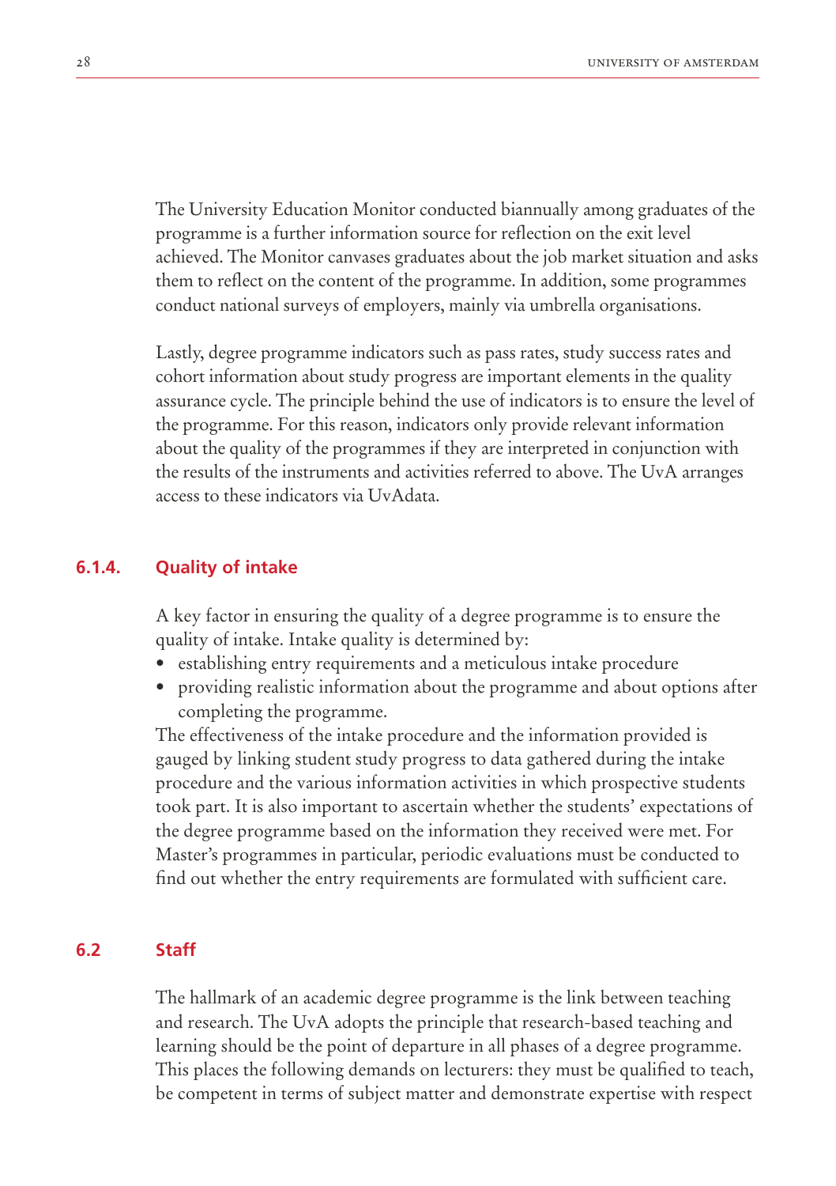The University Education Monitor conducted biannually among graduates of the programme is a further information source for reflection on the exit level achieved. The Monitor canvases graduates about the job market situation and asks them to reflect on the content of the programme. In addition, some programmes conduct national surveys of employers, mainly via umbrella organisations.

Lastly, degree programme indicators such as pass rates, study success rates and cohort information about study progress are important elements in the quality assurance cycle. The principle behind the use of indicators is to ensure the level of the programme. For this reason, indicators only provide relevant information about the quality of the programmes if they are interpreted in conjunction with the results of the instruments and activities referred to above. The UvA arranges access to these indicators via UvAdata.

### 6.1.4. Quality of intake

A key factor in ensuring the quality of a degree programme is to ensure the quality of intake. Intake quality is determined by:

- establishing entry requirements and a meticulous intake procedure
- providing realistic information about the programme and about options after completing the programme.

The effectiveness of the intake procedure and the information provided is gauged by linking student study progress to data gathered during the intake procedure and the various information activities in which prospective students took part. It is also important to ascertain whether the students' expectations of the degree programme based on the information they received were met. For Master's programmes in particular, periodic evaluations must be conducted to find out whether the entry requirements are formulated with sufficient care.

## 6.2 Staff

The hallmark of an academic degree programme is the link between teaching and research. The UvA adopts the principle that research-based teaching and learning should be the point of departure in all phases of a degree programme. This places the following demands on lecturers: they must be qualified to teach, be competent in terms of subject matter and demonstrate expertise with respect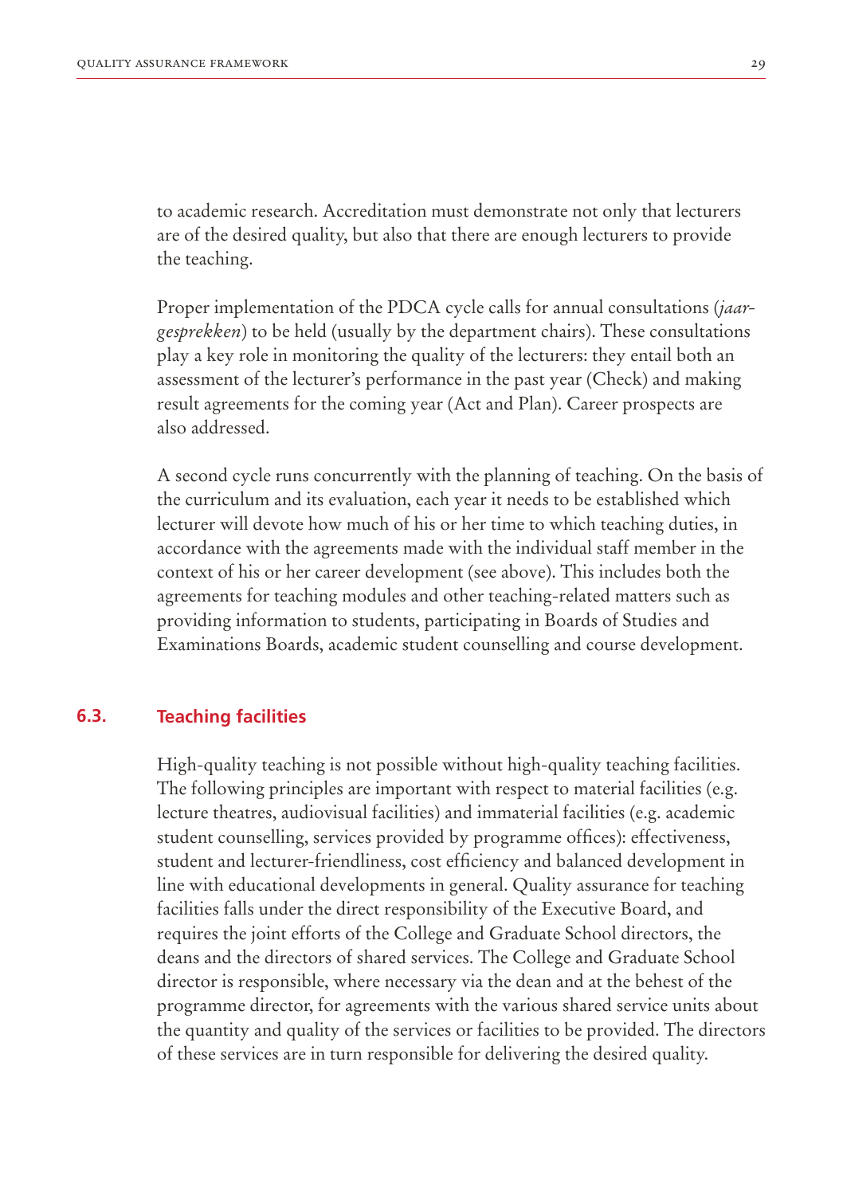to academic research. Accreditation must demonstrate not only that lecturers are of the desired quality, but also that there are enough lecturers to provide the teaching.

Proper implementation of the PDCA cycle calls for annual consultations (*jaar-gesprekken*) to be held (usually by the department chairs). These consultations play a key role in monitoring the quality of the lecturers: they entail both an assessment of the lecturer's performance in the past year (Check) and making result agreements for the coming year (Act and Plan). Career prospects are also addressed.

A second cycle runs concurrently with the planning of teaching. On the basis of the curriculum and its evaluation, each year it needs to be established which lecturer will devote how much of his or her time to which teaching duties, in accordance with the agreements made with the individual staff member in the context of his or her career development (see above). This includes both the agreements for teaching modules and other teaching-related matters such as providing information to students, participating in Boards of Studies and Examinations Boards, academic student counselling and course development.

### 6.3. Teaching facilities

High-quality teaching is not possible without high-quality teaching facilities. The following principles are important with respect to material facilities (e.g. lecture theatres, audiovisual facilities) and immaterial facilities (e.g. academic student counselling, services provided by programme offices): effectiveness, student and lecturer-friendliness, cost efficiency and balanced development in line with educational developments in general. Quality assurance for teaching facilities falls under the direct responsibility of the Executive Board, and requires the joint efforts of the College and Graduate School directors, the deans and the directors of shared services. The College and Graduate School director is responsible, where necessary via the dean and at the behest of the programme director, for agreements with the various shared service units about the quantity and quality of the services or facilities to be provided. The directors of these services are in turn responsible for delivering the desired quality.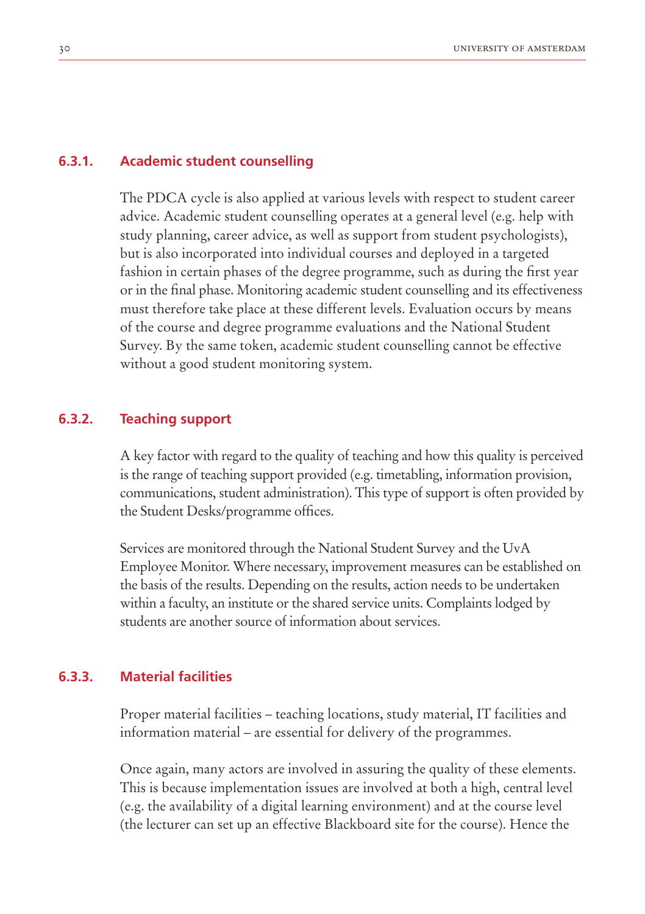### 6.3.1. Academic student counselling

The PDCA cycle is also applied at various levels with respect to student career advice. Academic student counselling operates at a general level (e.g. help with study planning, career advice, as well as support from student psychologists), but is also incorporated into individual courses and deployed in a targeted fashion in certain phases of the degree programme, such as during the first year or in the final phase. Monitoring academic student counselling and its effectiveness must therefore take place at these different levels. Evaluation occurs by means of the course and degree programme evaluations and the National Student Survey. By the same token, academic student counselling cannot be effective without a good student monitoring system.

### 6.3.2. Teaching support

A key factor with regard to the quality of teaching and how this quality is perceived is the range of teaching support provided (e.g. timetabling, information provision, communications, student administration). This type of support is often provided by the Student Desks/programme offices.

Services are monitored through the National Student Survey and the UvA Employee Monitor. Where necessary, improvement measures can be established on the basis of the results. Depending on the results, action needs to be undertaken within a faculty, an institute or the shared service units. Complaints lodged by students are another source of information about services.

### 6.3.3. Material facilities

Proper material facilities – teaching locations, study material, IT facilities and information material – are essential for delivery of the programmes.

Once again, many actors are involved in assuring the quality of these elements. This is because implementation issues are involved at both a high, central level (e.g. the availability of a digital learning environment) and at the course level (the lecturer can set up an effective Blackboard site for the course). Hence the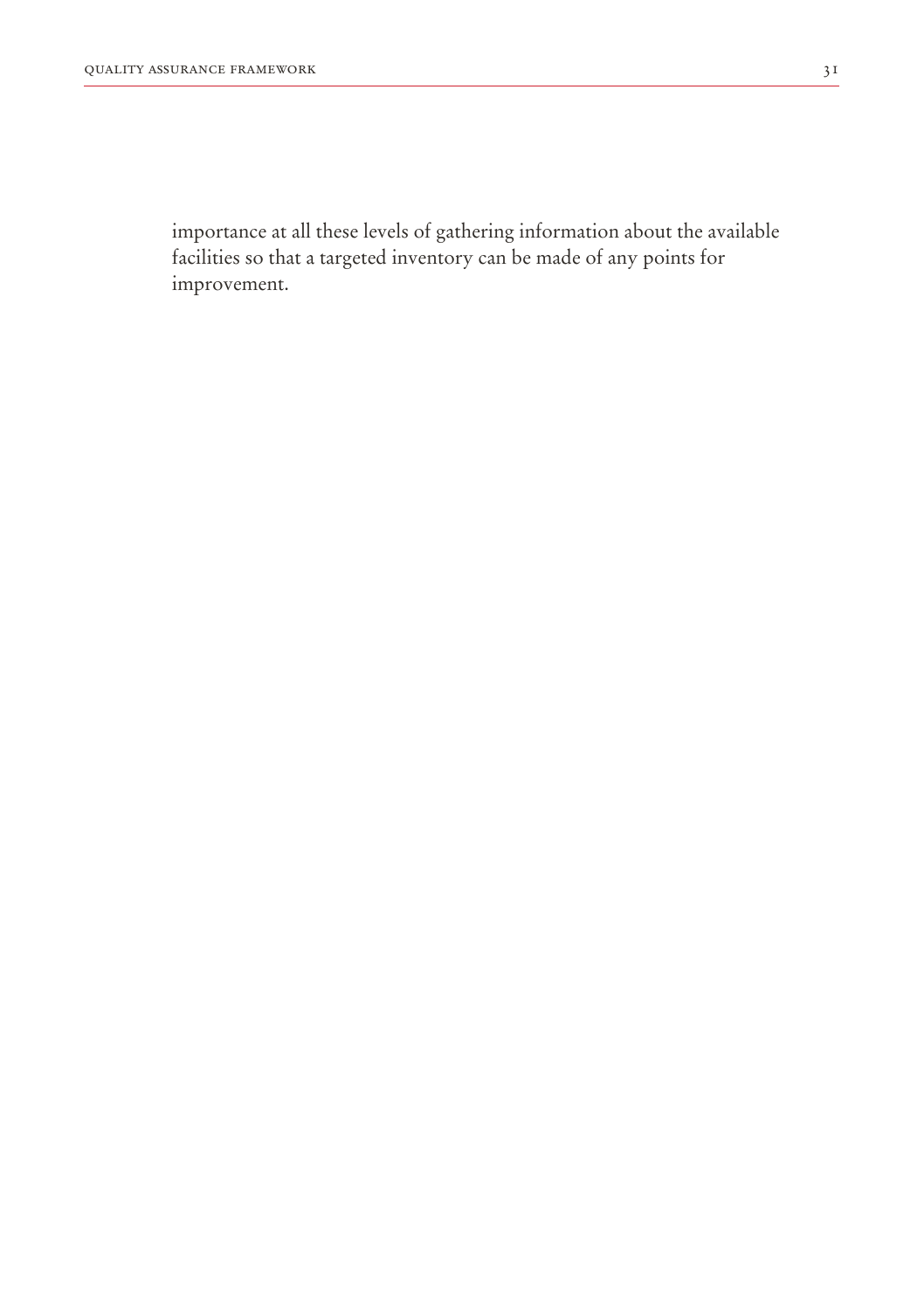importance at all these levels of gathering information about the available facilities so that a targeted inventory can be made of any points for improvement.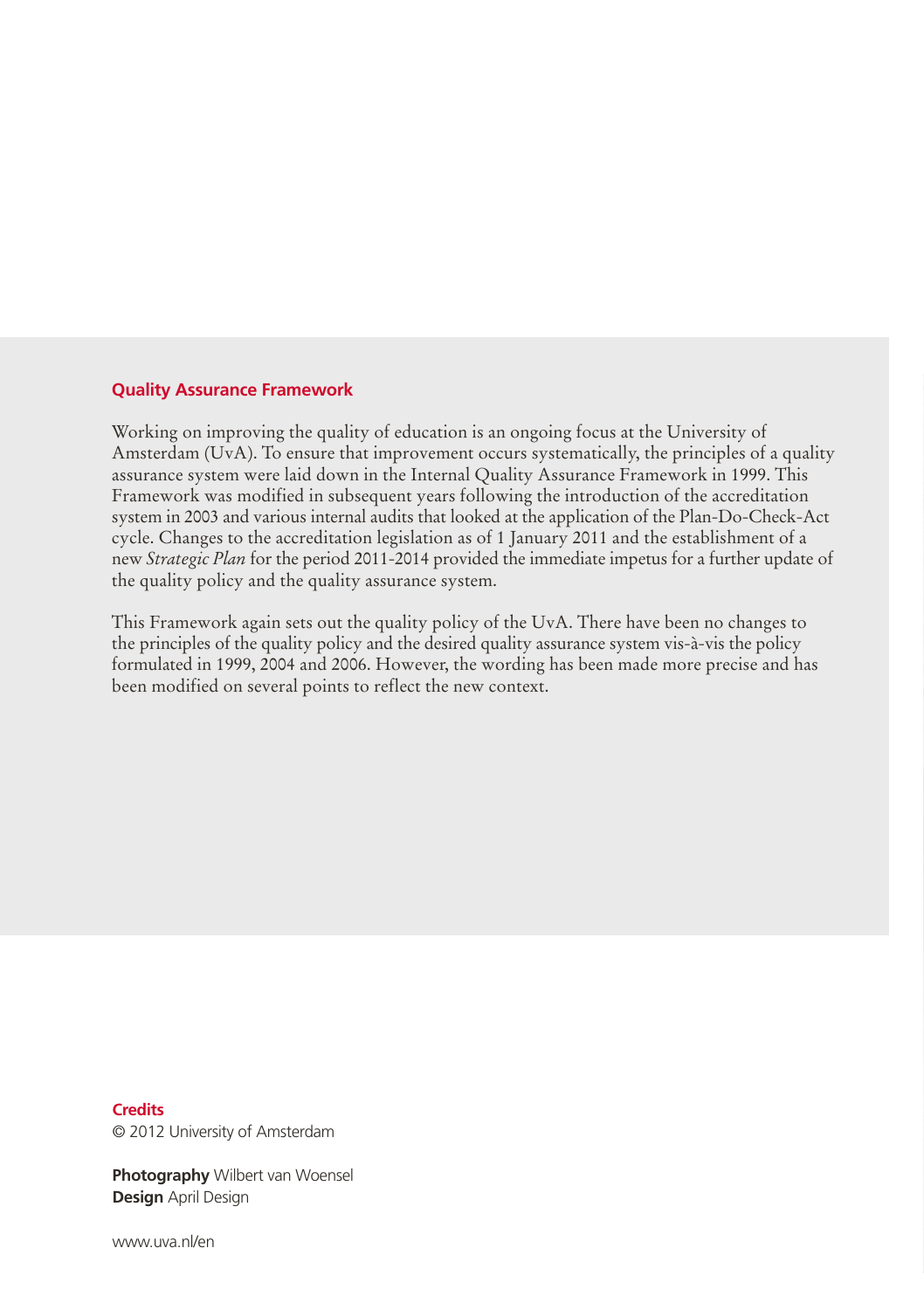## Quality Assurance Framework

Working on improving the quality of education is an ongoing focus at the University of Amsterdam (UvA). To ensure that improvement occurs systematically, the principles of a quality assurance system were laid down in the Internal Quality Assurance Framework in 1999. This Framework was modified in subsequent years following the introduction of the accreditation system in 2003 and various internal audits that looked at the application of the Plan-Do-Check-Act cycle. Changes to the accreditation legislation as of 1 January 2011 and the establishment of a new *Strategic Plan* for the period 2011-2014 provided the immediate impetus for a further update of the quality policy and the quality assurance system.

This Framework again sets out the quality policy of the UvA. There have been no changes to the principles of the quality policy and the desired quality assurance system vis-à-vis the policy formulated in 1999, 2004 and 2006. However, the wording has been made more precise and has been modified on several points to reflect the new context.

**Credits**

© 2012 University of Amsterdam

**Photography** Wilbert van Woensel
**Design** April Design

www.uva.nl/en